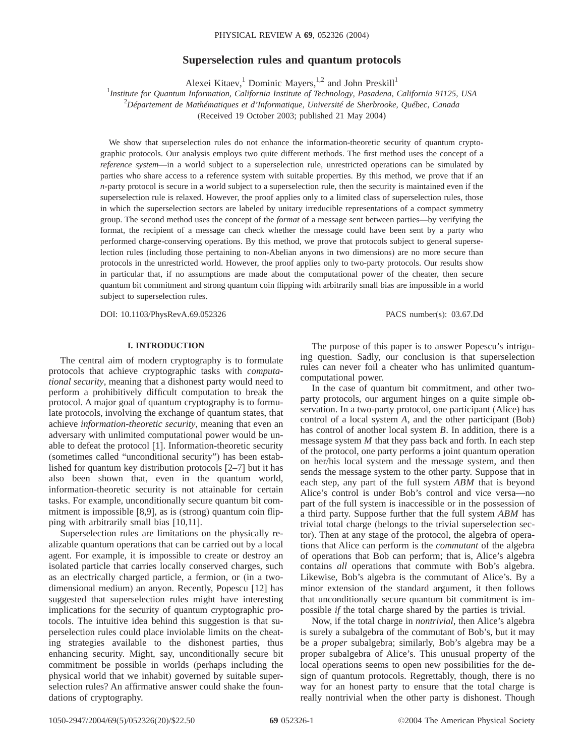# Superselection rules and quantum protocols

Alexei Kitaev,[1] Dominic Mayers,[1,2] and John Preskill[1]

[1]*Institute for Quantum Information, California Institute of Technology, Pasadena, California 91125, USA*
[2]*Département de Mathématiques et d'Informatique, Université de Sherbrooke, Québec, Canada*

(Received 19 October 2003; published 21 May 2004)

We show that superselection rules do not enhance the information-theoretic security of quantum cryptographic protocols. Our analysis employs two quite different methods. The first method uses the concept of a *reference system*—in a world subject to a superselection rule, unrestricted operations can be simulated by parties who share access to a reference system with suitable properties. By this method, we prove that if an $n$-party protocol is secure in a world subject to a superselection rule, then the security is maintained even if the superselection rule is relaxed. However, the proof applies only to a limited class of superselection rules, those in which the superselection sectors are labeled by unitary irreducible representations of a compact symmetry group. The second method uses the concept of the *format* of a message sent between parties—by verifying the format, the recipient of a message can check whether the message could have been sent by a party who performed charge-conserving operations. By this method, we prove that protocols subject to general superselection rules (including those pertaining to non-Abelian anyons in two dimensions) are no more secure than protocols in the unrestricted world. However, the proof applies only to two-party protocols. Our results show in particular that, if no assumptions are made about the computational power of the cheater, then secure quantum bit commitment and strong quantum coin flipping with arbitrarily small bias are impossible in a world subject to superselection rules.

DOI: 10.1103/PhysRevA.69.052326 PACS number(s): 03.67.Dd

## I. INTRODUCTION

The central aim of modern cryptography is to formulate protocols that achieve cryptographic tasks with *computational security*, meaning that a dishonest party would need to perform a prohibitively difficult computation to break the protocol. A major goal of quantum cryptography is to formulate protocols, involving the exchange of quantum states, that achieve *information-theoretic security*, meaning that even an adversary with unlimited computational power would be unable to defeat the protocol [1]. Information-theoretic security (sometimes called "unconditional security") has been established for quantum key distribution protocols [2–7] but it has also been shown that, even in the quantum world, information-theoretic security is not attainable for certain tasks. For example, unconditionally secure quantum bit commitment is impossible [8,9], as is (strong) quantum coin flipping with arbitrarily small bias [10,11].

Superselection rules are limitations on the physically realizable quantum operations that can be carried out by a local agent. For example, it is impossible to create or destroy an isolated particle that carries locally conserved charges, such as an electrically charged particle, a fermion, or (in a two-dimensional medium) an anyon. Recently, Popescu [12] has suggested that superselection rules might have interesting implications for the security of quantum cryptographic protocols. The intuitive idea behind this suggestion is that superselection rules could place inviolable limits on the cheating strategies available to the dishonest parties, thus enhancing security. Might, say, unconditionally secure bit commitment be possible in worlds (perhaps including the physical world that we inhabit) governed by suitable superselection rules? An affirmative answer could shake the foundations of cryptography.

The purpose of this paper is to answer Popescu's intriguing question. Sadly, our conclusion is that superselection rules can never foil a cheater who has unlimited quantum-computational power.

In the case of quantum bit commitment, and other two-party protocols, our argument hinges on a quite simple observation. In a two-party protocol, one participant (Alice) has control of a local system $A$, and the other participant (Bob) has control of another local system $B$. In addition, there is a message system $M$ that they pass back and forth. In each step of the protocol, one party performs a joint quantum operation on her/his local system and the message system, and then sends the message system to the other party. Suppose that in each step, any part of the full system $ABM$ that is beyond Alice's control is under Bob's control and vice versa—no part of the full system is inaccessible or in the possession of a third party. Suppose further that the full system $ABM$ has trivial total charge (belongs to the trivial superselection sector). Then at any stage of the protocol, the algebra of operations that Alice can perform is the *commutant* of the algebra of operations that Bob can perform; that is, Alice's algebra contains *all* operations that commute with Bob's algebra. Likewise, Bob's algebra is the commutant of Alice's. By a minor extension of the standard argument, it then follows that unconditionally secure quantum bit commitment is impossible *if* the total charge shared by the parties is trivial.

Now, if the total charge in *nontrivial*, then Alice's algebra is surely a subalgebra of the commutant of Bob's, but it may be a *proper* subalgebra; similarly, Bob's algebra may be a proper subalgebra of Alice's. This unusual property of the local operations seems to open new possibilities for the design of quantum protocols. Regrettably, though, there is no way for an honest party to ensure that the total charge is really nontrivial when the other party is dishonest. Though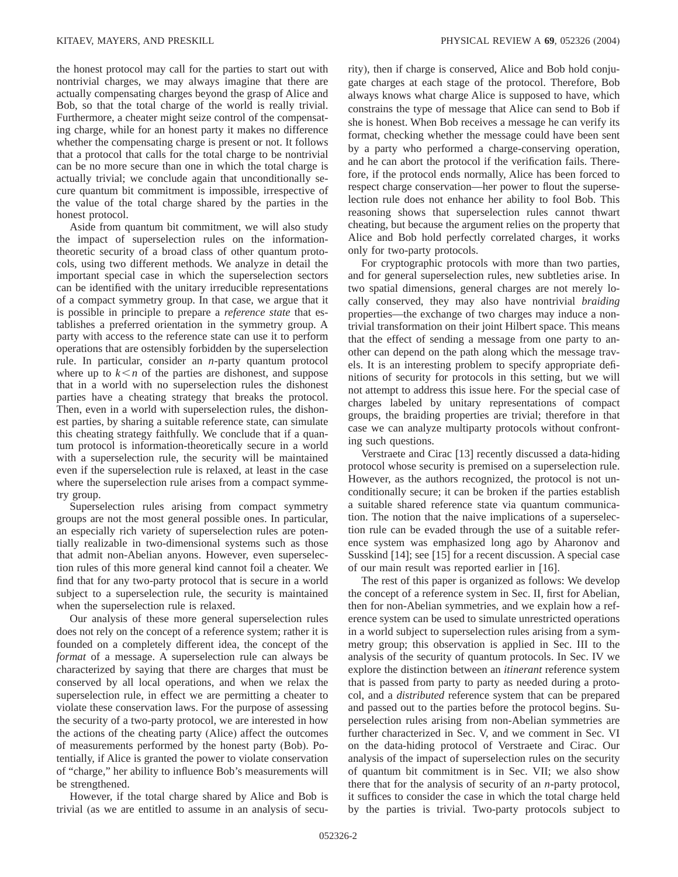the honest protocol may call for the parties to start out with nontrivial charges, we may always imagine that there are actually compensating charges beyond the grasp of Alice and Bob, so that the total charge of the world is really trivial. Furthermore, a cheater might seize control of the compensating charge, while for an honest party it makes no difference whether the compensating charge is present or not. It follows that a protocol that calls for the total charge to be nontrivial can be no more secure than one in which the total charge is actually trivial; we conclude again that unconditionally secure quantum bit commitment is impossible, irrespective of the value of the total charge shared by the parties in the honest protocol.

Aside from quantum bit commitment, we will also study the impact of superselection rules on the information-theoretic security of a broad class of other quantum protocols, using two different methods. We analyze in detail the important special case in which the superselection sectors can be identified with the unitary irreducible representations of a compact symmetry group. In that case, we argue that it is possible in principle to prepare a *reference state* that establishes a preferred orientation in the symmetry group. A party with access to the reference state can use it to perform operations that are ostensibly forbidden by the superselection rule. In particular, consider an $n$-party quantum protocol where up to $k<n$ of the parties are dishonest, and suppose that in a world with no superselection rules the dishonest parties have a cheating strategy that breaks the protocol. Then, even in a world with superselection rules, the dishonest parties, by sharing a suitable reference state, can simulate this cheating strategy faithfully. We conclude that if a quantum protocol is information-theoretically secure in a world with a superselection rule, the security will be maintained even if the superselection rule is relaxed, at least in the case where the superselection rule arises from a compact symmetry group.

Superselection rules arising from compact symmetry groups are not the most general possible ones. In particular, an especially rich variety of superselection rules are potentially realizable in two-dimensional systems such as those that admit non-Abelian anyons. However, even superselection rules of this more general kind cannot foil a cheater. We find that for any two-party protocol that is secure in a world subject to a superselection rule, the security is maintained when the superselection rule is relaxed.

Our analysis of these more general superselection rules does not rely on the concept of a reference system; rather it is founded on a completely different idea, the concept of the *format* of a message. A superselection rule can always be characterized by saying that there are charges that must be conserved by all local operations, and when we relax the superselection rule, in effect we are permitting a cheater to violate these conservation laws. For the purpose of assessing the security of a two-party protocol, we are interested in how the actions of the cheating party (Alice) affect the outcomes of measurements performed by the honest party (Bob). Potentially, if Alice is granted the power to violate conservation of "charge," her ability to influence Bob's measurements will be strengthened.

However, if the total charge shared by Alice and Bob is trivial (as we are entitled to assume in an analysis of security), then if charge is conserved, Alice and Bob hold conjugate charges at each stage of the protocol. Therefore, Bob always knows what charge Alice is supposed to have, which constrains the type of message that Alice can send to Bob if she is honest. When Bob receives a message he can verify its format, checking whether the message could have been sent by a party who performed a charge-conserving operation, and he can abort the protocol if the verification fails. Therefore, if the protocol ends normally, Alice has been forced to respect charge conservation—her power to flout the superselection rule does not enhance her ability to fool Bob. This reasoning shows that superselection rules cannot thwart cheating, but because the argument relies on the property that Alice and Bob hold perfectly correlated charges, it works only for two-party protocols.

For cryptographic protocols with more than two parties, and for general superselection rules, new subtleties arise. In two spatial dimensions, general charges are not merely locally conserved, they may also have nontrivial *braiding* properties—the exchange of two charges may induce a nontrivial transformation on their joint Hilbert space. This means that the effect of sending a message from one party to another can depend on the path along which the message travels. It is an interesting problem to specify appropriate definitions of security for protocols in this setting, but we will not attempt to address this issue here. For the special case of charges labeled by unitary representations of compact groups, the braiding properties are trivial; therefore in that case we can analyze multiparty protocols without confronting such questions.

Verstraete and Cirac [13] recently discussed a data-hiding protocol whose security is premised on a superselection rule. However, as the authors recognized, the protocol is not unconditionally secure; it can be broken if the parties establish a suitable shared reference state via quantum communication. The notion that the naive implications of a superselection rule can be evaded through the use of a suitable reference system was emphasized long ago by Aharonov and Susskind [14]; see [15] for a recent discussion. A special case of our main result was reported earlier in [16].

The rest of this paper is organized as follows: We develop the concept of a reference system in Sec. II, first for Abelian, then for non-Abelian symmetries, and we explain how a reference system can be used to simulate unrestricted operations in a world subject to superselection rules arising from a symmetry group; this observation is applied in Sec. III to the analysis of the security of quantum protocols. In Sec. IV we explore the distinction between an *itinerant* reference system that is passed from party to party as needed during a protocol, and a *distributed* reference system that can be prepared and passed out to the parties before the protocol begins. Superselection rules arising from non-Abelian symmetries are further characterized in Sec. V, and we comment in Sec. VI on the data-hiding protocol of Verstraete and Cirac. Our analysis of the impact of superselection rules on the security of quantum bit commitment is in Sec. VII; we also show there that for the analysis of security of an $n$-party protocol, it suffices to consider the case in which the total charge held by the parties is trivial. Two-party protocols subject to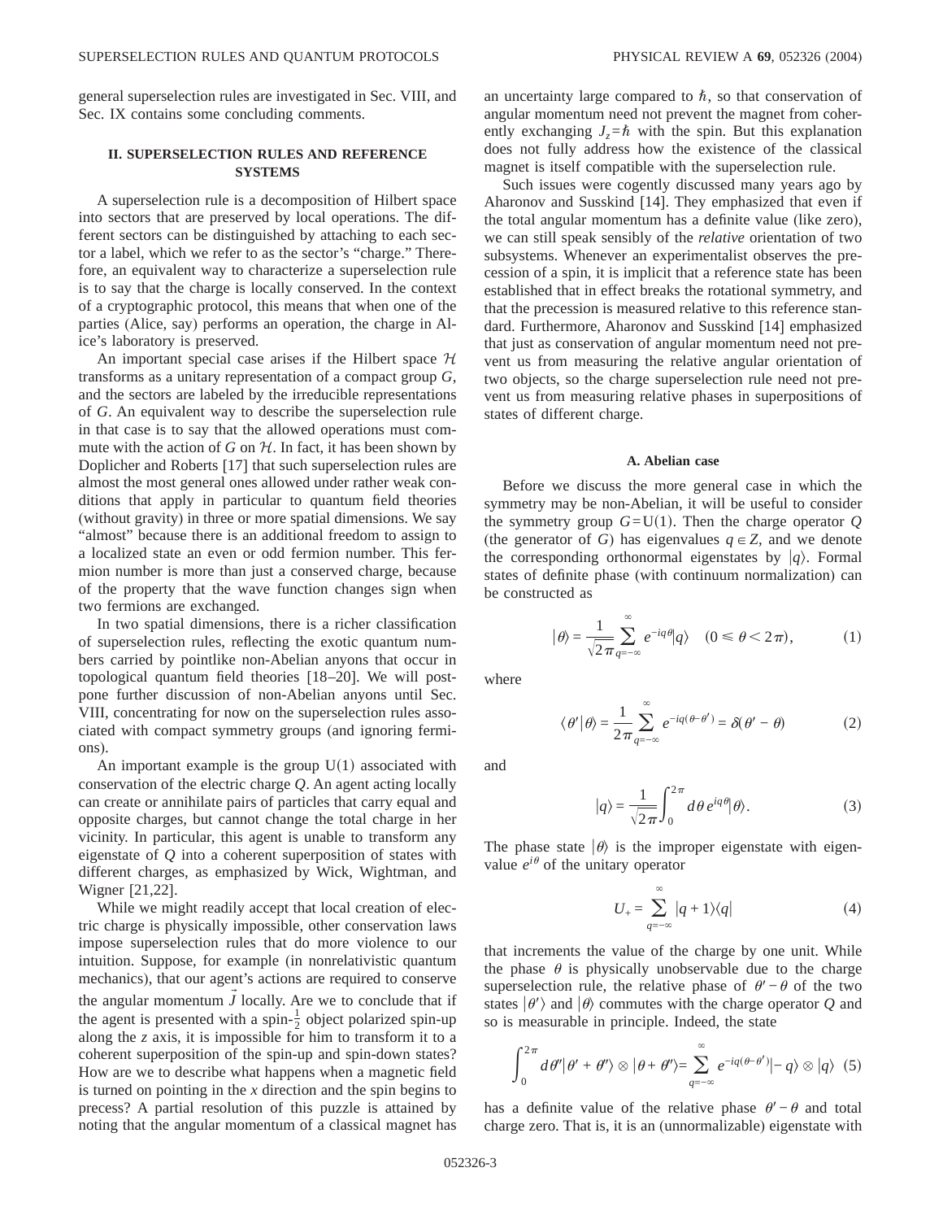general superselection rules are investigated in Sec. VIII, and Sec. IX contains some concluding comments.

## II. SUPERSELECTION RULES AND REFERENCE SYSTEMS

A superselection rule is a decomposition of Hilbert space into sectors that are preserved by local operations. The different sectors can be distinguished by attaching to each sector a label, which we refer to as the sector's "charge." Therefore, an equivalent way to characterize a superselection rule is to say that the charge is locally conserved. In the context of a cryptographic protocol, this means that when one of the parties (Alice, say) performs an operation, the charge in Alice's laboratory is preserved.

An important special case arises if the Hilbert space $\mathcal{H}$ transforms as a unitary representation of a compact group $G$, and the sectors are labeled by the irreducible representations of $G$. An equivalent way to describe the superselection rule in that case is to say that the allowed operations must commute with the action of $G$ on $\mathcal{H}$. In fact, it has been shown by Doplicher and Roberts [17] that such superselection rules are almost the most general ones allowed under rather weak conditions that apply in particular to quantum field theories (without gravity) in three or more spatial dimensions. We say "almost" because there is an additional freedom to assign to a localized state an even or odd fermion number. This fermion number is more than just a conserved charge, because of the property that the wave function changes sign when two fermions are exchanged.

In two spatial dimensions, there is a richer classification of superselection rules, reflecting the exotic quantum numbers carried by pointlike non-Abelian anyons that occur in topological quantum field theories [18–20]. We will postpone further discussion of non-Abelian anyons until Sec. VIII, concentrating for now on the superselection rules associated with compact symmetry groups (and ignoring fermions).

An important example is the group U(1) associated with conservation of the electric charge $Q$. An agent acting locally can create or annihilate pairs of particles that carry equal and opposite charges, but cannot change the total charge in her vicinity. In particular, this agent is unable to transform any eigenstate of $Q$ into a coherent superposition of states with different charges, as emphasized by Wick, Wightman, and Wigner [21,22].

While we might readily accept that local creation of electric charge is physically impossible, other conservation laws impose superselection rules that do more violence to our intuition. Suppose, for example (in nonrelativistic quantum mechanics), that our agent's actions are required to conserve the angular momentum $\vec{J}$ locally. Are we to conclude that if the agent is presented with a spin-$\frac{1}{2}$ object polarized spin-up along the $z$ axis, it is impossible for him to transform it to a coherent superposition of the spin-up and spin-down states? How are we to describe what happens when a magnetic field is turned on pointing in the $x$ direction and the spin begins to precess? A partial resolution of this puzzle is attained by noting that the angular momentum of a classical magnet has an uncertainty large compared to $\hbar$, so that conservation of angular momentum need not prevent the magnet from coherently exchanging $J_z=\hbar$ with the spin. But this explanation does not fully address how the existence of the classical magnet is itself compatible with the superselection rule.

Such issues were cogently discussed many years ago by Aharonov and Susskind [14]. They emphasized that even if the total angular momentum has a definite value (like zero), we can still speak sensibly of the *relative* orientation of two subsystems. Whenever an experimentalist observes the precession of a spin, it is implicit that a reference state has been established that in effect breaks the rotational symmetry, and that the precession is measured relative to this reference standard. Furthermore, Aharonov and Susskind [14] emphasized that just as conservation of angular momentum need not prevent us from measuring the relative angular orientation of two objects, so the charge superselection rule need not prevent us from measuring relative phases in superpositions of states of different charge.

### A. Abelian case

Before we discuss the more general case in which the symmetry may be non-Abelian, it will be useful to consider the symmetry group $G=\mathrm{U}(1)$. Then the charge operator $Q$ (the generator of $G$) has eigenvalues $q\in Z$, and we denote the corresponding orthonormal eigenstates by $|q\rangle$. Formal states of definite phase (with continuum normalization) can be constructed as

$$|\theta\rangle=\frac{1}{\sqrt{2\pi}}\sum_{q=-\infty}^{\infty}e^{-iq\theta}|q\rangle \quad (0\leqslant\theta<2\pi), \tag{1}$$

where

$$\langle\theta'|\theta\rangle=\frac{1}{2\pi}\sum_{q=-\infty}^{\infty}e^{-iq(\theta-\theta')}=\delta(\theta'-\theta) \tag{2}$$

and

$$|q\rangle=\frac{1}{\sqrt{2\pi}}\int_0^{2\pi}d\theta\, e^{iq\theta}|\theta\rangle. \tag{3}$$

The phase state $|\theta\rangle$ is the improper eigenstate with eigenvalue $e^{i\theta}$ of the unitary operator

$$U_+=\sum_{q=-\infty}^{\infty}|q+1\rangle\langle q| \tag{4}$$

that increments the value of the charge by one unit. While the phase $\theta$ is physically unobservable due to the charge superselection rule, the relative phase of $\theta'-\theta$ of the two states $|\theta'\rangle$ and $|\theta\rangle$ commutes with the charge operator $Q$ and so is measurable in principle. Indeed, the state

$$\int_0^{2\pi}d\theta''|\theta'+\theta''\rangle\otimes|\theta+\theta''\rangle=\sum_{q=-\infty}^{\infty}e^{-iq(\theta-\theta')}|-q\rangle\otimes|q\rangle \tag{5}$$

has a definite value of the relative phase $\theta'-\theta$ and total charge zero. That is, it is an (unnormalizable) eigenstate with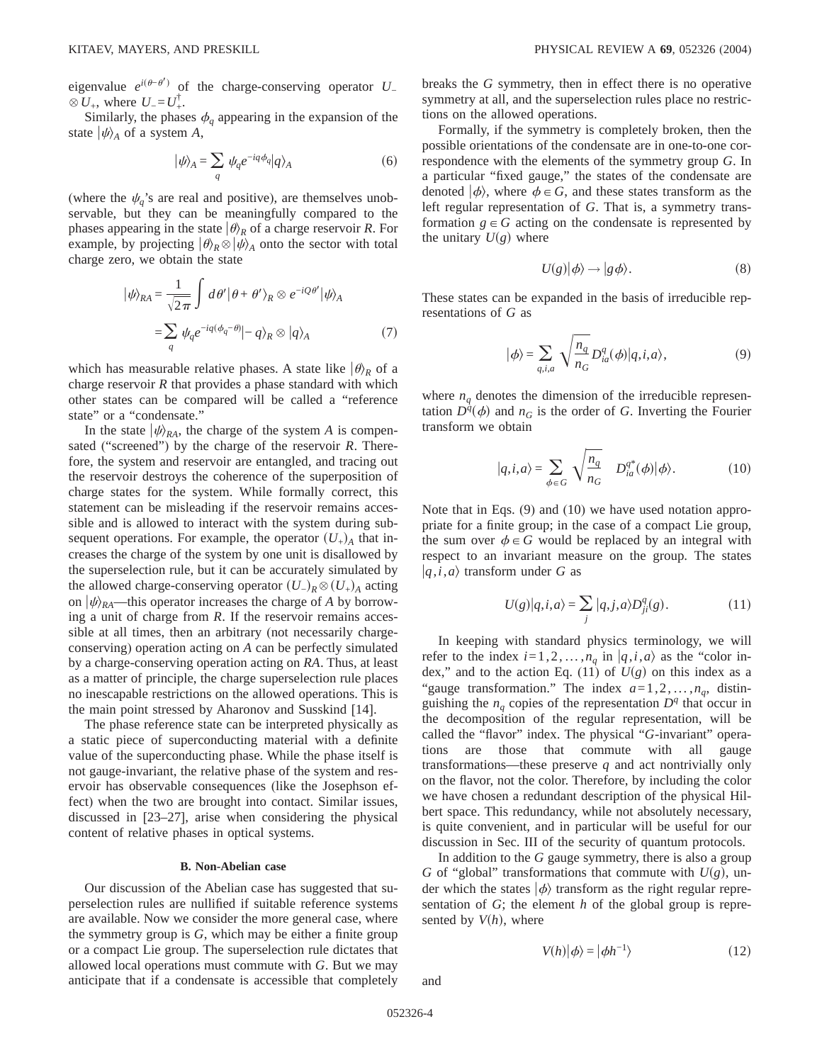eigenvalue $e^{i(\theta-\theta')}$ of the charge-conserving operator $U_- \otimes U_+$, where $U_- = U_+^\dagger$.

Similarly, the phases $\phi_q$ appearing in the expansion of the state $|\psi\rangle_A$ of a system $A$,

$$|\psi\rangle_A = \sum_q \psi_q e^{-iq\phi_q}|q\rangle_A \tag{6}$$

(where the $\psi_q$'s are real and positive), are themselves unobservable, but they can be meaningfully compared to the phases appearing in the state $|\theta\rangle_R$ of a charge reservoir $R$. For example, by projecting $|\theta\rangle_R \otimes |\psi\rangle_A$ onto the sector with total charge zero, we obtain the state

$$\begin{aligned}|\psi\rangle_{RA} &= \frac{1}{\sqrt{2\pi}}\int d\theta' |\theta+\theta'\rangle_R \otimes e^{-iQ\theta'}|\psi\rangle_A \\ &= \sum_q \psi_q e^{-iq(\phi_q-\theta)}|-q\rangle_R \otimes |q\rangle_A\end{aligned} \tag{7}$$

which has measurable relative phases. A state like $|\theta\rangle_R$ of a charge reservoir $R$ that provides a phase standard with which other states can be compared will be called a "reference state" or a "condensate."

In the state $|\psi\rangle_{RA}$, the charge of the system $A$ is compensated ("screened") by the charge of the reservoir $R$. Therefore, the system and reservoir are entangled, and tracing out the reservoir destroys the coherence of the superposition of charge states for the system. While formally correct, this statement can be misleading if the reservoir remains accessible and is allowed to interact with the system during subsequent operations. For example, the operator $(U_+)_A$ that increases the charge of the system by one unit is disallowed by the superselection rule, but it can be accurately simulated by the allowed charge-conserving operator $(U_-)_R \otimes (U_+)_A$ acting on $|\psi\rangle_{RA}$—this operator increases the charge of $A$ by borrowing a unit of charge from $R$. If the reservoir remains accessible at all times, then an arbitrary (not necessarily charge-conserving) operation acting on $A$ can be perfectly simulated by a charge-conserving operation acting on $RA$. Thus, at least as a matter of principle, the charge superselection rule places no inescapable restrictions on the allowed operations. This is the main point stressed by Aharonov and Susskind [14].

The phase reference state can be interpreted physically as a static piece of superconducting material with a definite value of the superconducting phase. While the phase itself is not gauge-invariant, the relative phase of the system and reservoir has observable consequences (like the Josephson effect) when the two are brought into contact. Similar issues, discussed in [23–27], arise when considering the physical content of relative phases in optical systems.

### B. Non-Abelian case

Our discussion of the Abelian case has suggested that superselection rules are nullified if suitable reference systems are available. Now we consider the more general case, where the symmetry group is $G$, which may be either a finite group or a compact Lie group. The superselection rule dictates that allowed local operations must commute with $G$. But we may anticipate that if a condensate is accessible that completely breaks the $G$ symmetry, then in effect there is no operative symmetry at all, and the superselection rules place no restrictions on the allowed operations.

Formally, if the symmetry is completely broken, then the possible orientations of the condensate are in one-to-one correspondence with the elements of the symmetry group $G$. In a particular "fixed gauge," the states of the condensate are denoted $|\phi\rangle$, where $\phi \in G$, and these states transform as the left regular representation of $G$. That is, a symmetry transformation $g \in G$ acting on the condensate is represented by the unitary $U(g)$ where

$$U(g)|\phi\rangle \to |g\phi\rangle. \tag{8}$$

These states can be expanded in the basis of irreducible representations of $G$ as

$$|\phi\rangle = \sum_{q,i,a} \sqrt{\frac{n_q}{n_G}} D^q_{ia}(\phi)|q,i,a\rangle, \tag{9}$$

where $n_q$ denotes the dimension of the irreducible representation $D^q(\phi)$ and $n_G$ is the order of $G$. Inverting the Fourier transform we obtain

$$|q,i,a\rangle = \sum_{\phi\in G} \sqrt{\frac{n_q}{n_G}} \quad D^{q*}_{ia}(\phi)|\phi\rangle. \tag{10}$$

Note that in Eqs. (9) and (10) we have used notation appropriate for a finite group; in the case of a compact Lie group, the sum over $\phi \in G$ would be replaced by an integral with respect to an invariant measure on the group. The states $|q,i,a\rangle$ transform under $G$ as

$$U(g)|q,i,a\rangle = \sum_j |q,j,a\rangle D^q_{ji}(g). \tag{11}$$

In keeping with standard physics terminology, we will refer to the index $i=1,2,\ldots,n_q$ in $|q,i,a\rangle$ as the "color index," and to the action Eq. (11) of $U(g)$ on this index as a "gauge transformation." The index $a=1,2,\ldots,n_q$, distinguishing the $n_q$ copies of the representation $D^q$ that occur in the decomposition of the regular representation, will be called the "flavor" index. The physical "$G$-invariant" operations are those that commute with all gauge transformations—these preserve $q$ and act nontrivially only on the flavor, not the color. Therefore, by including the color we have chosen a redundant description of the physical Hilbert space. This redundancy, while not absolutely necessary, is quite convenient, and in particular will be useful for our discussion in Sec. III of the security of quantum protocols.

In addition to the $G$ gauge symmetry, there is also a group $G$ of "global" transformations that commute with $U(g)$, under which the states $|\phi\rangle$ transform as the right regular representation of $G$; the element $h$ of the global group is represented by $V(h)$, where

$$V(h)|\phi\rangle = |\phi h^{-1}\rangle \tag{12}$$

and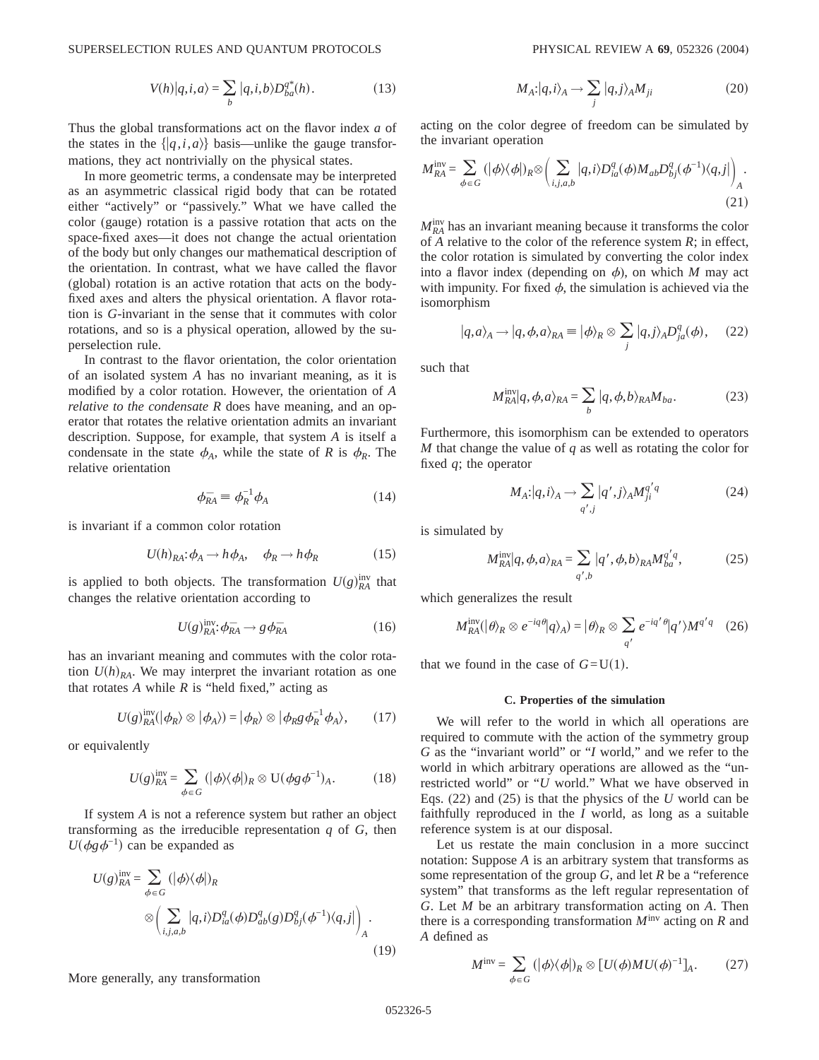$$V(h)|q,i,a\rangle = \sum_b |q,i,b\rangle D^{q*}_{ba}(h). \tag{13}$$

Thus the global transformations act on the flavor index $a$ of the states in the $\{|q,i,a\rangle\}$ basis—unlike the gauge transformations, they act nontrivially on the physical states.

In more geometric terms, a condensate may be interpreted as an asymmetric classical rigid body that can be rotated either "actively" or "passively." What we have called the color (gauge) rotation is a passive rotation that acts on the space-fixed axes—it does not change the actual orientation of the body but only changes our mathematical description of the orientation. In contrast, what we have called the flavor (global) rotation is an active rotation that acts on the body-fixed axes and alters the physical orientation. A flavor rotation is $G$-invariant in the sense that it commutes with color rotations, and so is a physical operation, allowed by the superselection rule.

In contrast to the flavor orientation, the color orientation of an isolated system $A$ has no invariant meaning, as it is modified by a color rotation. However, the orientation of $A$ *relative to the condensate R* does have meaning, and an operator that rotates the relative orientation admits an invariant description. Suppose, for example, that system $A$ is itself a condensate in the state $\phi_A$, while the state of $R$ is $\phi_R$. The relative orientation

$$\phi_{\overline{RA}} \equiv \phi_R^{-1}\phi_A \tag{14}$$

is invariant if a common color rotation

$$U(h)_{RA}: \phi_A \to h\phi_A, \quad \phi_R \to h\phi_R \tag{15}$$

is applied to both objects. The transformation $U(g)^{\text{inv}}_{RA}$ that changes the relative orientation according to

$$U(g)^{\text{inv}}_{RA}: \phi_{\overline{RA}} \to g\phi_{\overline{RA}} \tag{16}$$

has an invariant meaning and commutes with the color rotation $U(h)_{RA}$. We may interpret the invariant rotation as one that rotates $A$ while $R$ is "held fixed," acting as

$$U(g)^{\text{inv}}_{RA}(|\phi_R\rangle \otimes |\phi_A\rangle) = |\phi_R\rangle \otimes |\phi_R g \phi_R^{-1}\phi_A\rangle, \tag{17}$$

or equivalently

$$U(g)^{\text{inv}}_{RA} = \sum_{\phi\in G} (|\phi\rangle\langle\phi|)_R \otimes \mathrm{U}(\phi g \phi^{-1})_A. \tag{18}$$

If system $A$ is not a reference system but rather an object transforming as the irreducible representation $q$ of $G$, then $U(\phi g \phi^{-1})$ can be expanded as

$$U(g)^{\text{inv}}_{RA} = \sum_{\phi\in G} (|\phi\rangle\langle\phi|)_R \otimes\left(\sum_{i,j,a,b} |q,i\rangle D^q_{ia}(\phi) D^q_{ab}(g) D^q_{bj}(\phi^{-1})\langle q,j|\right)_A. \tag{19}$$

More generally, any transformation

$$M_A: |q,i\rangle_A \to \sum_j |q,j\rangle_A M_{ji} \tag{20}$$

acting on the color degree of freedom can be simulated by the invariant operation

$$M^{\text{inv}}_{RA} = \sum_{\phi\in G} (|\phi\rangle\langle\phi|)_R \otimes\left(\sum_{i,j,a,b} |q,i\rangle D^q_{ia}(\phi) M_{ab} D^q_{bj}(\phi^{-1})\langle q,j|\right)_A. \tag{21}$$

$M^{\text{inv}}_{RA}$ has an invariant meaning because it transforms the color of $A$ relative to the color of the reference system $R$; in effect, the color rotation is simulated by converting the color index into a flavor index (depending on $\phi$), on which $M$ may act with impunity. For fixed $\phi$, the simulation is achieved via the isomorphism

$$|q,a\rangle_A \to |q,\phi,a\rangle_{RA} \equiv |\phi\rangle_R \otimes \sum_j |q,j\rangle_A D^q_{ja}(\phi), \tag{22}$$

such that

$$M^{\text{inv}}_{RA}|q,\phi,a\rangle_{RA} = \sum_b |q,\phi,b\rangle_{RA} M_{ba}. \tag{23}$$

Furthermore, this isomorphism can be extended to operators $M$ that change the value of $q$ as well as rotating the color for fixed $q$; the operator

$$M_A: |q,i\rangle_A \to \sum_{q',j} |q',j\rangle_A M^{q'q}_{ji} \tag{24}$$

is simulated by

$$M^{\text{inv}}_{RA}|q,\phi,a\rangle_{RA} = \sum_{q',b} |q',\phi,b\rangle_{RA} M^{q'q}_{ba}, \tag{25}$$

which generalizes the result

$$M^{\text{inv}}_{RA}(|\theta\rangle_R \otimes e^{-iq\theta}|q\rangle_A) = |\theta\rangle_R \otimes \sum_{q'} e^{-iq'\theta}|q'\rangle M^{q'q} \tag{26}$$

that we found in the case of $G=\mathrm{U}(1)$.

### C. Properties of the simulation

We will refer to the world in which all operations are required to commute with the action of the symmetry group $G$ as the "invariant world" or "$I$ world," and we refer to the world in which arbitrary operations are allowed as the "unrestricted world" or "$U$ world." What we have observed in Eqs. (22) and (25) is that the physics of the $U$ world can be faithfully reproduced in the $I$ world, as long as a suitable reference system is at our disposal.

Let us restate the main conclusion in a more succinct notation: Suppose $A$ is an arbitrary system that transforms as some representation of the group $G$, and let $R$ be a "reference system" that transforms as the left regular representation of $G$. Let $M$ be an arbitrary transformation acting on $A$. Then there is a corresponding transformation $M^{\text{inv}}$ acting on $R$ and $A$ defined as

$$M^{\text{inv}} = \sum_{\phi\in G} (|\phi\rangle\langle\phi|)_R \otimes [U(\phi) M U(\phi)^{-1}]_A. \tag{27}$$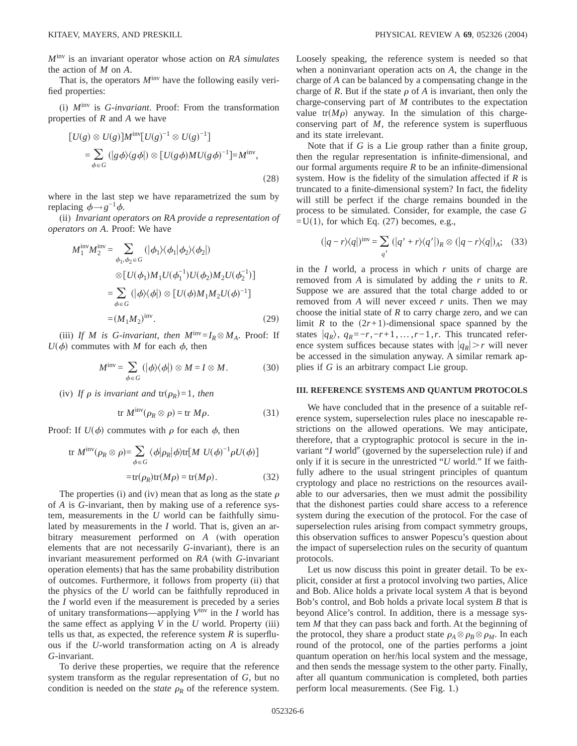$M^{\rm inv}$ is an invariant operator whose action on *RA simulates* the action of $M$ on $A$.

That is, the operators $M^{\rm inv}$ have the following easily verified properties:

(i) $M^{\rm inv}$ is *G-invariant*. Proof: From the transformation properties of $R$ and $A$ we have

$$[U(g)\otimes U(g)]M^{\rm inv}[U(g)^{-1}\otimes U(g)^{-1}] = \sum_{\phi\in G}(|g\phi\rangle\langle g\phi|)\otimes[U(g\phi)MU(g\phi)^{-1}] = M^{\rm inv}, \tag{28}$$

where in the last step we have reparametrized the sum by replacing $\phi\to g^{-1}\phi$.

(ii) *Invariant operators on RA provide a representation of operators on A*. Proof: We have

$$\begin{aligned} M_1^{\rm inv}M_2^{\rm inv} &= \sum_{\phi_1,\phi_2\in G}(|\phi_1\rangle\langle\phi_1|\phi_2\rangle\langle\phi_2|) \otimes[U(\phi_1)M_1U(\phi_1^{-1})U(\phi_2)M_2U(\phi_2^{-1})] \\ &= \sum_{\phi\in G}(|\phi\rangle\langle\phi|)\otimes[U(\phi)M_1M_2U(\phi)^{-1}] \\ &= (M_1M_2)^{\rm inv}. \end{aligned} \tag{29}$$

(iii) *If M is G-invariant, then* $M^{\rm inv}=I_R\otimes M_A$. Proof: If $U(\phi)$ commutes with $M$ for each $\phi$, then

$$M^{\rm inv} = \sum_{\phi\in G}(|\phi\rangle\langle\phi|)\otimes M = I\otimes M. \tag{30}$$

(iv) *If* $\rho$ *is invariant and* $\mathrm{tr}(\rho_R)=1$, *then*

$$\mathrm{tr}\, M^{\rm inv}(\rho_R\otimes\rho) = \mathrm{tr}\, M\rho. \tag{31}$$

Proof: If $U(\phi)$ commutes with $\rho$ for each $\phi$, then

$$\begin{aligned} \mathrm{tr}\, M^{\rm inv}(\rho_R\otimes\rho) &= \sum_{\phi\in G}\langle\phi|\rho_R|\phi\rangle \mathrm{tr}[M\, U(\phi)^{-1}\rho U(\phi)] \\ &= \mathrm{tr}(\rho_R)\mathrm{tr}(M\rho) = \mathrm{tr}(M\rho). \end{aligned} \tag{32}$$

The properties (i) and (iv) mean that as long as the state $\rho$ of $A$ is $G$-invariant, then by making use of a reference system, measurements in the $U$ world can be faithfully simulated by measurements in the $I$ world. That is, given an arbitrary measurement performed on $A$ (with operation elements that are not necessarily $G$-invariant), there is an invariant measurement performed on $RA$ (with $G$-invariant operation elements) that has the same probability distribution of outcomes. Furthermore, it follows from property (ii) that the physics of the $U$ world can be faithfully reproduced in the $I$ world even if the measurement is preceded by a series of unitary transformations—applying $V^{\rm inv}$ in the $I$ world has the same effect as applying $V$ in the $U$ world. Property (iii) tells us that, as expected, the reference system $R$ is superfluous if the $U$-world transformation acting on $A$ is already $G$-invariant.

To derive these properties, we require that the reference system transform as the regular representation of $G$, but no condition is needed on the *state* $\rho_R$ of the reference system. Loosely speaking, the reference system is needed so that when a noninvariant operation acts on $A$, the change in the charge of $A$ can be balanced by a compensating change in the charge of $R$. But if the state $\rho$ of $A$ is invariant, then only the charge-conserving part of $M$ contributes to the expectation value $\mathrm{tr}(M\rho)$ anyway. In the simulation of this charge-conserving part of $M$, the reference system is superfluous and its state irrelevant.

Note that if $G$ is a Lie group rather than a finite group, then the regular representation is infinite-dimensional, and our formal arguments require $R$ to be an infinite-dimensional system. How is the fidelity of the simulation affected if $R$ is truncated to a finite-dimensional system? In fact, the fidelity will still be perfect if the charge remains bounded in the process to be simulated. Consider, for example, the case $G=\mathrm{U}(1)$, for which Eq. (27) becomes, e.g.,

$$(|q-r\rangle\langle q|)^{\rm inv} = \sum_{q'}(|q'+r\rangle\langle q'|)_R\otimes(|q-r\rangle\langle q|)_A; \tag{33}$$

in the $I$ world, a process in which $r$ units of charge are removed from $A$ is simulated by adding the $r$ units to $R$. Suppose we are assured that the total charge added to or removed from $A$ will never exceed $r$ units. Then we may choose the initial state of $R$ to carry charge zero, and we can limit $R$ to the $(2r+1)$-dimensional space spanned by the states $|q_R\rangle$, $q_R=-r,-r+1,\ldots,r-1,r$. This truncated reference system suffices because states with $|q_R|>r$ will never be accessed in the simulation anyway. A similar remark applies if $G$ is an arbitrary compact Lie group.

## III. REFERENCE SYSTEMS AND QUANTUM PROTOCOLS

We have concluded that in the presence of a suitable reference system, superselection rules place no inescapable restrictions on the allowed operations. We may anticipate, therefore, that a cryptographic protocol is secure in the invariant "$I$ world" (governed by the superselection rule) if and only if it is secure in the unrestricted "$U$ world." If we faithfully adhere to the usual stringent principles of quantum cryptology and place no restrictions on the resources available to our adversaries, then we must admit the possibility that the dishonest parties could share access to a reference system during the execution of the protocol. For the case of superselection rules arising from compact symmetry groups, this observation suffices to answer Popescu's question about the impact of superselection rules on the security of quantum protocols.

Let us now discuss this point in greater detail. To be explicit, consider at first a protocol involving two parties, Alice and Bob. Alice holds a private local system $A$ that is beyond Bob's control, and Bob holds a private local system $B$ that is beyond Alice's control. In addition, there is a message system $M$ that they can pass back and forth. At the beginning of the protocol, they share a product state $\rho_A\otimes\rho_B\otimes\rho_M$. In each round of the protocol, one of the parties performs a joint quantum operation on her/his local system and the message, and then sends the message system to the other party. Finally, after all quantum communication is completed, both parties perform local measurements. (See Fig. 1.)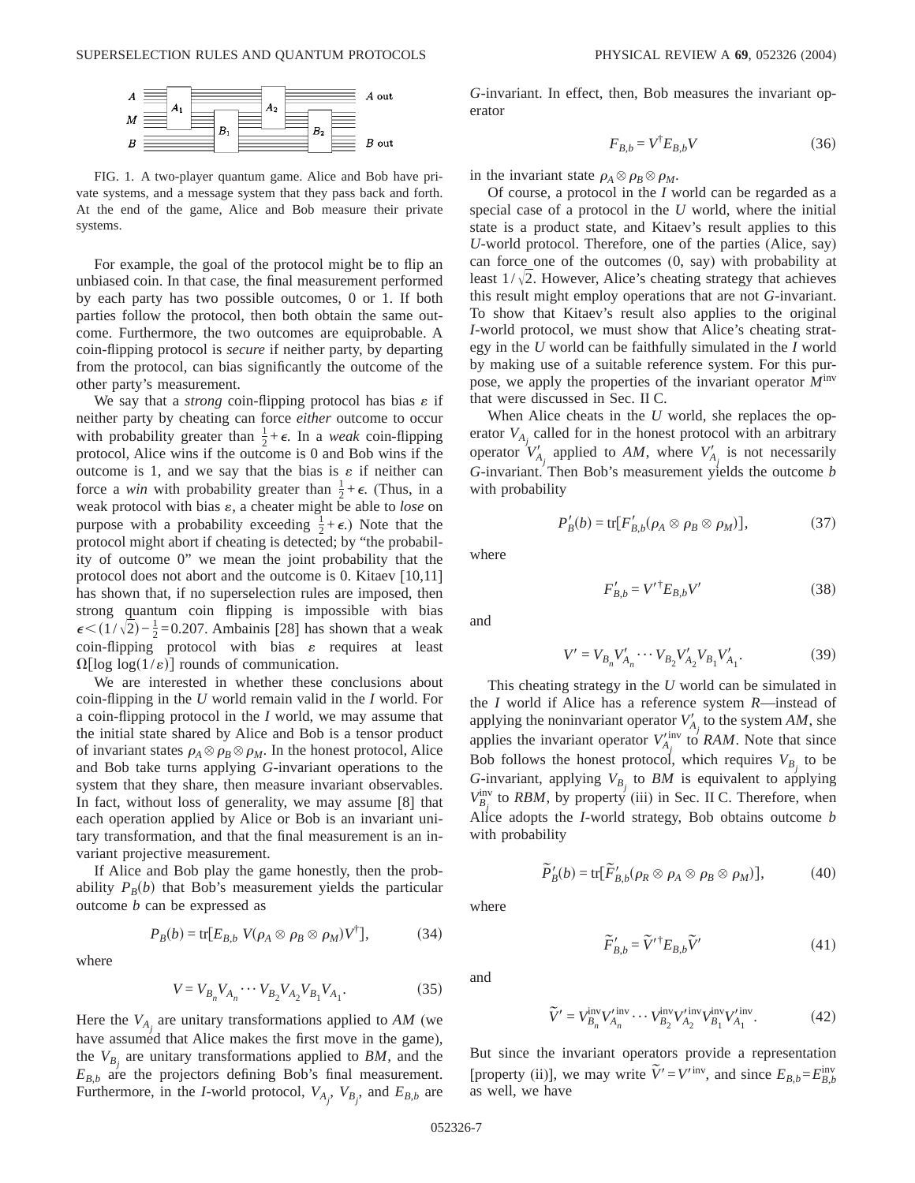FIG. 1. A two-player quantum game. Alice and Bob have private systems, and a message system that they pass back and forth. At the end of the game, Alice and Bob measure their private systems.

For example, the goal of the protocol might be to flip an unbiased coin. In that case, the final measurement performed by each party has two possible outcomes, 0 or 1. If both parties follow the protocol, then both obtain the same outcome. Furthermore, the two outcomes are equiprobable. A coin-flipping protocol is *secure* if neither party, by departing from the protocol, can bias significantly the outcome of the other party's measurement.

We say that a *strong* coin-flipping protocol has bias $\varepsilon$ if neither party by cheating can force *either* outcome to occur with probability greater than $\frac{1}{2}+\epsilon$. In a *weak* coin-flipping protocol, Alice wins if the outcome is 0 and Bob wins if the outcome is 1, and we say that the bias is $\varepsilon$ if neither can force a *win* with probability greater than $\frac{1}{2}+\epsilon$. (Thus, in a weak protocol with bias $\varepsilon$, a cheater might be able to *lose* on purpose with a probability exceeding $\frac{1}{2}+\epsilon$.) Note that the protocol might abort if cheating is detected; by "the probability of outcome 0" we mean the joint probability that the protocol does not abort and the outcome is 0. Kitaev [10,11] has shown that, if no superselection rules are imposed, then strong quantum coin flipping is impossible with bias $\epsilon < (1/\sqrt{2}) - \frac{1}{2} = 0.207$. Ambainis [28] has shown that a weak coin-flipping protocol with bias $\varepsilon$ requires at least $\Omega[\log \log(1/\varepsilon)]$ rounds of communication.

We are interested in whether these conclusions about coin-flipping in the $U$ world remain valid in the $I$ world. For a coin-flipping protocol in the $I$ world, we may assume that the initial state shared by Alice and Bob is a tensor product of invariant states $\rho_A \otimes \rho_B \otimes \rho_M$. In the honest protocol, Alice and Bob take turns applying $G$-invariant operations to the system that they share, then measure invariant observables. In fact, without loss of generality, we may assume [8] that each operation applied by Alice or Bob is an invariant unitary transformation, and that the final measurement is an invariant projective measurement.

If Alice and Bob play the game honestly, then the probability $P_B(b)$ that Bob's measurement yields the particular outcome $b$ can be expressed as

$$P_B(b) = \mathrm{tr}[E_{B,b}\, V(\rho_A \otimes \rho_B \otimes \rho_M)V^\dagger], \tag{34}$$

where

$$V = V_{B_n} V_{A_n} \cdots V_{B_2} V_{A_2} V_{B_1} V_{A_1}. \tag{35}$$

Here the $V_{A_j}$ are unitary transformations applied to $AM$ (we have assumed that Alice makes the first move in the game), the $V_{B_j}$ are unitary transformations applied to $BM$, and the $E_{B,b}$ are the projectors defining Bob's final measurement. Furthermore, in the $I$-world protocol, $V_{A_j}$, $V_{B_j}$, and $E_{B,b}$ are $G$-invariant. In effect, then, Bob measures the invariant operator

$$F_{B,b} = V^\dagger E_{B,b} V \tag{36}$$

in the invariant state $\rho_A \otimes \rho_B \otimes \rho_M$.

Of course, a protocol in the $I$ world can be regarded as a special case of a protocol in the $U$ world, where the initial state is a product state, and Kitaev's result applies to this $U$-world protocol. Therefore, one of the parties (Alice, say) can force one of the outcomes (0, say) with probability at least $1/\sqrt{2}$. However, Alice's cheating strategy that achieves this result might employ operations that are not $G$-invariant. To show that Kitaev's result also applies to the original $I$-world protocol, we must show that Alice's cheating strategy in the $U$ world can be faithfully simulated in the $I$ world by making use of a suitable reference system. For this purpose, we apply the properties of the invariant operator $M^{\mathrm{inv}}$ that were discussed in Sec. II C.

When Alice cheats in the $U$ world, she replaces the operator $V_{A_j}$ called for in the honest protocol with an arbitrary operator $V'_{A_j}$ applied to $AM$, where $V'_{A_j}$ is not necessarily $G$-invariant. Then Bob's measurement yields the outcome $b$ with probability

$$P'_B(b) = \mathrm{tr}[F'_{B,b}(\rho_A \otimes \rho_B \otimes \rho_M)], \tag{37}$$

where

$$F'_{B,b} = V'^\dagger E_{B,b} V' \tag{38}$$

and

$$V' = V_{B_n} V'_{A_n} \cdots V_{B_2} V'_{A_2} V_{B_1} V'_{A_1}. \tag{39}$$

This cheating strategy in the $U$ world can be simulated in the $I$ world if Alice has a reference system $R$—instead of applying the noninvariant operator $V'_{A_j}$ to the system $AM$, she applies the invariant operator $V'^{\mathrm{inv}}_{A_j}$ to $RAM$. Note that since Bob follows the honest protocol, which requires $V_{B_j}$ to be $G$-invariant, applying $V_{B_j}$ to $BM$ is equivalent to applying $V^{\mathrm{inv}}_{B_j}$ to $RBM$, by property (iii) in Sec. II C. Therefore, when Alice adopts the $I$-world strategy, Bob obtains outcome $b$ with probability

$$\tilde{P}'_B(b) = \mathrm{tr}[\tilde{F}'_{B,b}(\rho_R \otimes \rho_A \otimes \rho_B \otimes \rho_M)], \tag{40}$$

where

$$\tilde{F}'_{B,b} = \tilde{V}'^\dagger E_{B,b} \tilde{V}' \tag{41}$$

and

$$\tilde{V}' = V^{\mathrm{inv}}_{B_n} V'^{\mathrm{inv}}_{A_n} \cdots V^{\mathrm{inv}}_{B_2} V'^{\mathrm{inv}}_{A_2} V^{\mathrm{inv}}_{B_1} V'^{\mathrm{inv}}_{A_1}. \tag{42}$$

But since the invariant operators provide a representation [property (ii)], we may write $\tilde{V}' = V'^{\mathrm{inv}}$, and since $E_{B,b} = E^{\mathrm{inv}}_{B,b}$ as well, we have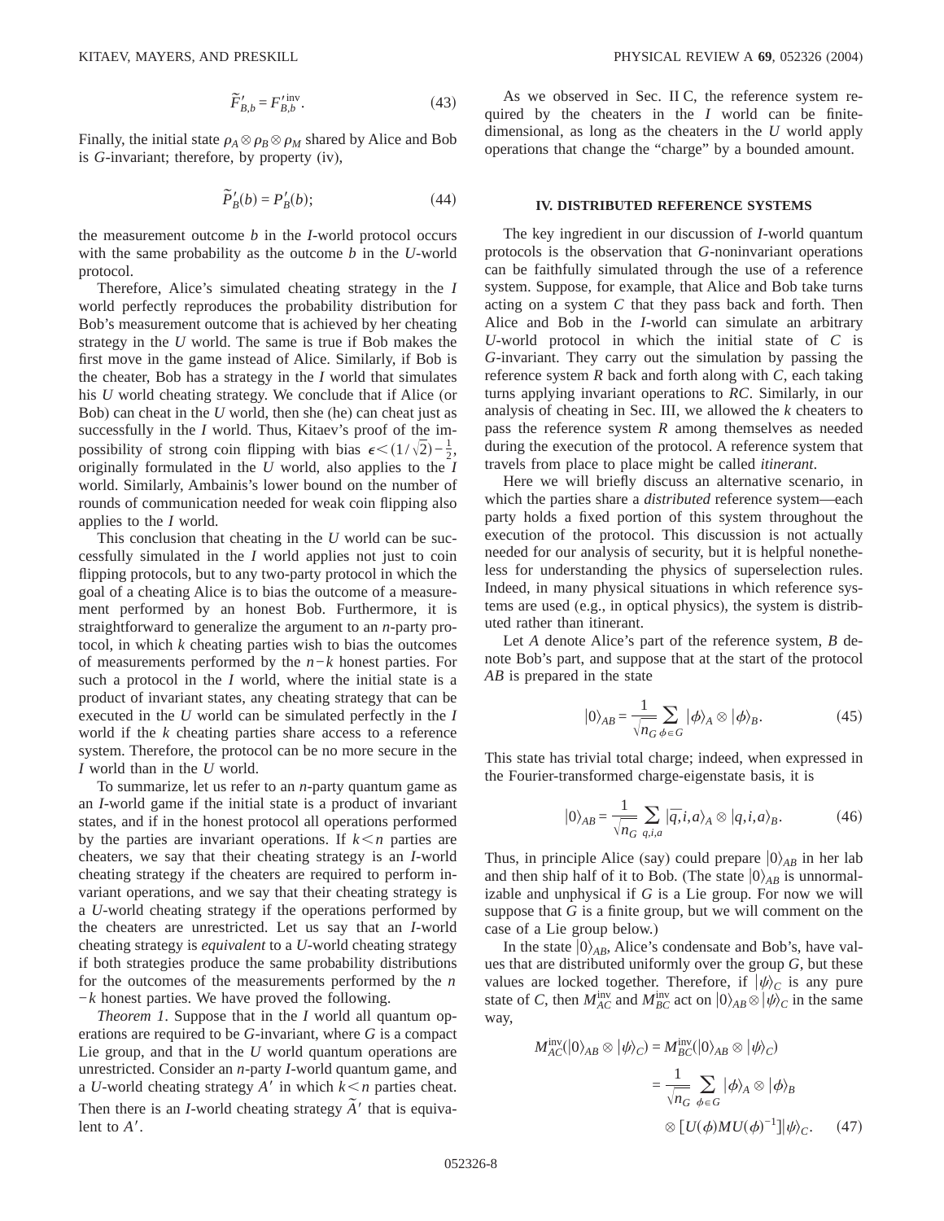$$\tilde{F}'_{B,b} = F'^{\text{inv}}_{B,b}. \tag{43}$$

Finally, the initial state $\rho_A \otimes \rho_B \otimes \rho_M$ shared by Alice and Bob is $G$-invariant; therefore, by property (iv),

$$\tilde{P}'_B(b) = P'_B(b); \tag{44}$$

the measurement outcome $b$ in the $I$-world protocol occurs with the same probability as the outcome $b$ in the $U$-world protocol.

Therefore, Alice's simulated cheating strategy in the $I$ world perfectly reproduces the probability distribution for Bob's measurement outcome that is achieved by her cheating strategy in the $U$ world. The same is true if Bob makes the first move in the game instead of Alice. Similarly, if Bob is the cheater, Bob has a strategy in the $I$ world that simulates his $U$ world cheating strategy. We conclude that if Alice (or Bob) can cheat in the $U$ world, then she (he) can cheat just as successfully in the $I$ world. Thus, Kitaev's proof of the impossibility of strong coin flipping with bias $\epsilon < (1/\sqrt{2}) - \frac{1}{2}$, originally formulated in the $U$ world, also applies to the $I$ world. Similarly, Ambainis's lower bound on the number of rounds of communication needed for weak coin flipping also applies to the $I$ world.

This conclusion that cheating in the $U$ world can be successfully simulated in the $I$ world applies not just to coin flipping protocols, but to any two-party protocol in which the goal of a cheating Alice is to bias the outcome of a measurement performed by an honest Bob. Furthermore, it is straightforward to generalize the argument to an $n$-party protocol, in which $k$ cheating parties wish to bias the outcomes of measurements performed by the $n-k$ honest parties. For such a protocol in the $I$ world, where the initial state is a product of invariant states, any cheating strategy that can be executed in the $U$ world can be simulated perfectly in the $I$ world if the $k$ cheating parties share access to a reference system. Therefore, the protocol can be no more secure in the $I$ world than in the $U$ world.

To summarize, let us refer to an $n$-party quantum game as an $I$-world game if the initial state is a product of invariant states, and if in the honest protocol all operations performed by the parties are invariant operations. If $k<n$ parties are cheaters, we say that their cheating strategy is an $I$-world cheating strategy if the cheaters are required to perform invariant operations, and we say that their cheating strategy is a $U$-world cheating strategy if the operations performed by the cheaters are unrestricted. Let us say that an $I$-world cheating strategy is *equivalent* to a $U$-world cheating strategy if both strategies produce the same probability distributions for the outcomes of the measurements performed by the $n-k$ honest parties. We have proved the following.

*Theorem 1*. Suppose that in the $I$ world all quantum operations are required to be $G$-invariant, where $G$ is a compact Lie group, and that in the $U$ world quantum operations are unrestricted. Consider an $n$-party $I$-world quantum game, and a $U$-world cheating strategy $A'$ in which $k<n$ parties cheat. Then there is an $I$-world cheating strategy $\tilde{A}'$ that is equivalent to $A'$.

As we observed in Sec. II C, the reference system required by the cheaters in the $I$ world can be finite-dimensional, as long as the cheaters in the $U$ world apply operations that change the "charge" by a bounded amount.

## IV. DISTRIBUTED REFERENCE SYSTEMS

The key ingredient in our discussion of $I$-world quantum protocols is the observation that $G$-noninvariant operations can be faithfully simulated through the use of a reference system. Suppose, for example, that Alice and Bob take turns acting on a system $C$ that they pass back and forth. Then Alice and Bob in the $I$-world can simulate an arbitrary $U$-world protocol in which the initial state of $C$ is $G$-invariant. They carry out the simulation by passing the reference system $R$ back and forth along with $C$, each taking turns applying invariant operations to $RC$. Similarly, in our analysis of cheating in Sec. III, we allowed the $k$ cheaters to pass the reference system $R$ among themselves as needed during the execution of the protocol. A reference system that travels from place to place might be called *itinerant*.

Here we will briefly discuss an alternative scenario, in which the parties share a *distributed* reference system—each party holds a fixed portion of this system throughout the execution of the protocol. This discussion is not actually needed for our analysis of security, but it is helpful nonetheless for understanding the physics of superselection rules. Indeed, in many physical situations in which reference systems are used (e.g., in optical physics), the system is distributed rather than itinerant.

Let $A$ denote Alice's part of the reference system, $B$ denote Bob's part, and suppose that at the start of the protocol $AB$ is prepared in the state

$$|0\rangle_{AB} = \frac{1}{\sqrt{n_G}} \sum_{\phi \in G} |\phi\rangle_A \otimes |\phi\rangle_B. \tag{45}$$

This state has trivial total charge; indeed, when expressed in the Fourier-transformed charge-eigenstate basis, it is

$$|0\rangle_{AB} = \frac{1}{\sqrt{n_G}} \sum_{q,i,a} |\overline{q},i,a\rangle_A \otimes |q,i,a\rangle_B. \tag{46}$$

Thus, in principle Alice (say) could prepare $|0\rangle_{AB}$ in her lab and then ship half of it to Bob. (The state $|0\rangle_{AB}$ is unnormalizable and unphysical if $G$ is a Lie group. For now we will suppose that $G$ is a finite group, but we will comment on the case of a Lie group below.)

In the state $|0\rangle_{AB}$, Alice's condensate and Bob's, have values that are distributed uniformly over the group $G$, but these values are locked together. Therefore, if $|\psi\rangle_C$ is any pure state of $C$, then $M^{\text{inv}}_{AC}$ and $M^{\text{inv}}_{BC}$ act on $|0\rangle_{AB} \otimes |\psi\rangle_C$ in the same way,

$$\begin{aligned} M^{\text{inv}}_{AC}(|0\rangle_{AB} \otimes |\psi\rangle_C) &= M^{\text{inv}}_{BC}(|0\rangle_{AB} \otimes |\psi\rangle_C) \\ &= \frac{1}{\sqrt{n_G}} \sum_{\phi \in G} |\phi\rangle_A \otimes |\phi\rangle_B \\ &\quad \otimes [U(\phi) M U(\phi)^{-1}] |\psi\rangle_C. \end{aligned} \tag{47}$$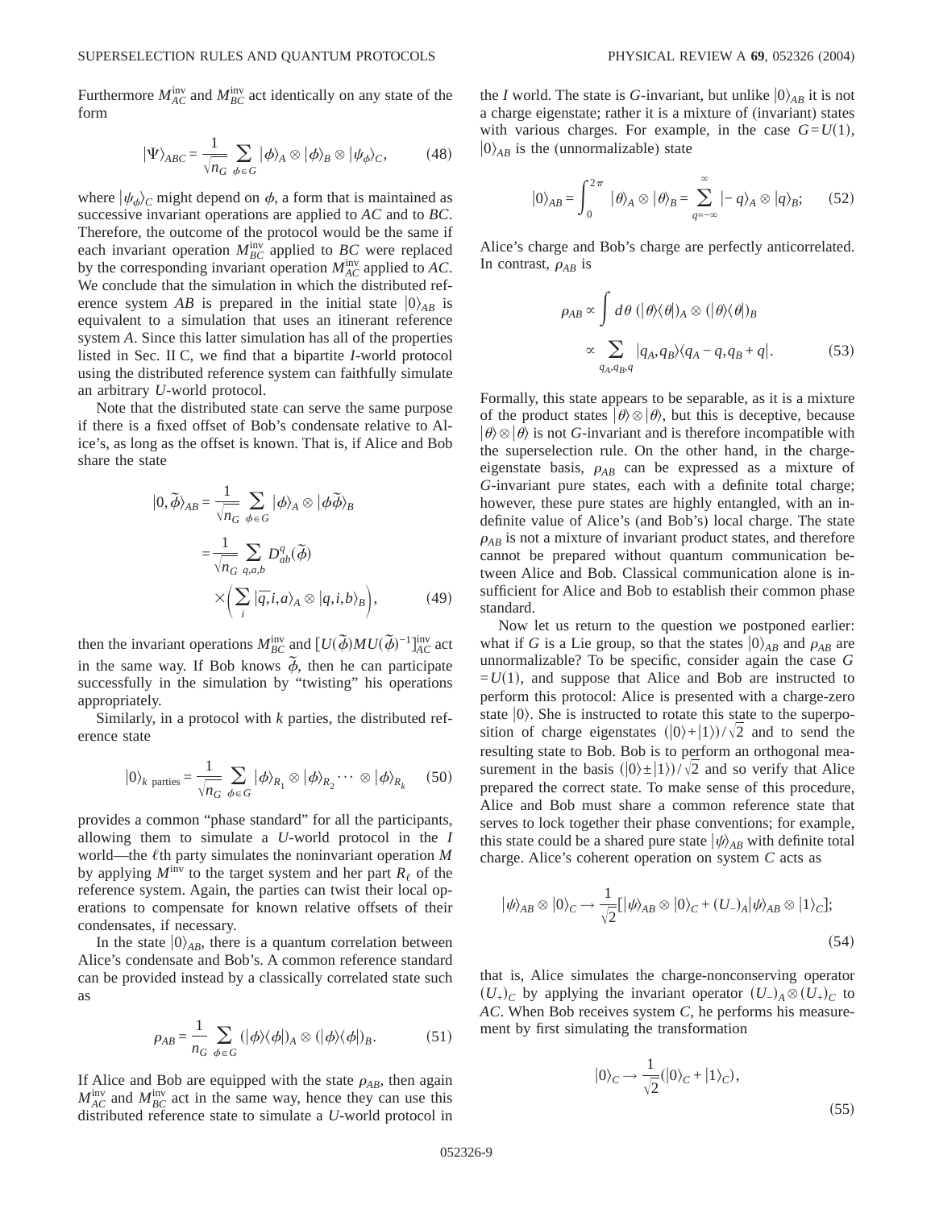Furthermore $M_{AC}^{\text{inv}}$ and $M_{BC}^{\text{inv}}$ act identically on any state of the form

$$|\Psi\rangle_{ABC} = \frac{1}{\sqrt{n_G}} \sum_{\phi \in G} |\phi\rangle_A \otimes |\phi\rangle_B \otimes |\psi_\phi\rangle_C, \tag{48}$$

where $|\psi_\phi\rangle_C$ might depend on $\phi$, a form that is maintained as successive invariant operations are applied to $AC$ and to $BC$. Therefore, the outcome of the protocol would be the same if each invariant operation $M_{BC}^{\text{inv}}$ applied to $BC$ were replaced by the corresponding invariant operation $M_{AC}^{\text{inv}}$ applied to $AC$. We conclude that the simulation in which the distributed reference system $AB$ is prepared in the initial state $|0\rangle_{AB}$ is equivalent to a simulation that uses an itinerant reference system $A$. Since this latter simulation has all of the properties listed in Sec. II C, we find that a bipartite $I$-world protocol using the distributed reference system can faithfully simulate an arbitrary $U$-world protocol.

Note that the distributed state can serve the same purpose if there is a fixed offset of Bob's condensate relative to Alice's, as long as the offset is known. That is, if Alice and Bob share the state

$$\begin{aligned}|0,\tilde{\phi}\rangle_{AB} &= \frac{1}{\sqrt{n_G}} \sum_{\phi \in G} |\phi\rangle_A \otimes |\phi\tilde{\phi}\rangle_B \\ &= \frac{1}{\sqrt{n_G}} \sum_{q,a,b} D_{ab}^q(\tilde{\phi}) \\ &\quad \times \left( \sum_i |\bar{q}, i, a\rangle_A \otimes |q, i, b\rangle_B \right),\end{aligned} \tag{49}$$

then the invariant operations $M_{BC}^{\text{inv}}$ and $[U(\tilde{\phi})MU(\tilde{\phi})^{-1}]_{AC}^{\text{inv}}$ act in the same way. If Bob knows $\tilde{\phi}$, then he can participate successfully in the simulation by "twisting" his operations appropriately.

Similarly, in a protocol with $k$ parties, the distributed reference state

$$|0\rangle_{k \text{ parties}} = \frac{1}{\sqrt{n_G}} \sum_{\phi \in G} |\phi\rangle_{R_1} \otimes |\phi\rangle_{R_2} \cdots \otimes |\phi\rangle_{R_k} \tag{50}$$

provides a common "phase standard" for all the participants, allowing them to simulate a $U$-world protocol in the $I$ world—the $\ell$th party simulates the noninvariant operation $M$ by applying $M^{\text{inv}}$ to the target system and her part $R_\ell$ of the reference system. Again, the parties can twist their local operations to compensate for known relative offsets of their condensates, if necessary.

In the state $|0\rangle_{AB}$, there is a quantum correlation between Alice's condensate and Bob's. A common reference standard can be provided instead by a classically correlated state such as

$$\rho_{AB} = \frac{1}{n_G} \sum_{\phi \in G} (|\phi\rangle\langle\phi|)_A \otimes (|\phi\rangle\langle\phi|)_B. \tag{51}$$

If Alice and Bob are equipped with the state $\rho_{AB}$, then again $M_{AC}^{\text{inv}}$ and $M_{BC}^{\text{inv}}$ act in the same way, hence they can use this distributed reference state to simulate a $U$-world protocol in the $I$ world. The state is $G$-invariant, but unlike $|0\rangle_{AB}$ it is not a charge eigenstate; rather it is a mixture of (invariant) states with various charges. For example, in the case $G=U(1)$, $|0\rangle_{AB}$ is the (unnormalizable) state

$$|0\rangle_{AB} = \int_0^{2\pi} |\theta\rangle_A \otimes |\theta\rangle_B = \sum_{q=-\infty}^{\infty} |-q\rangle_A \otimes |q\rangle_B; \tag{52}$$

Alice's charge and Bob's charge are perfectly anticorrelated. In contrast, $\rho_{AB}$ is

$$\begin{aligned}\rho_{AB} &\propto \int d\theta\, (|\theta\rangle\langle\theta|)_A \otimes (|\theta\rangle\langle\theta|)_B \\ &\propto \sum_{q_A,q_B,q} |q_A, q_B\rangle\langle q_A - q, q_B + q|.\end{aligned} \tag{53}$$

Formally, this state appears to be separable, as it is a mixture of the product states $|\theta\rangle \otimes |\theta\rangle$, but this is deceptive, because $|\theta\rangle \otimes |\theta\rangle$ is not $G$-invariant and is therefore incompatible with the superselection rule. On the other hand, in the charge-eigenstate basis, $\rho_{AB}$ can be expressed as a mixture of $G$-invariant pure states, each with a definite total charge; however, these pure states are highly entangled, with an indefinite value of Alice's (and Bob's) local charge. The state $\rho_{AB}$ is not a mixture of invariant product states, and therefore cannot be prepared without quantum communication between Alice and Bob. Classical communication alone is insufficient for Alice and Bob to establish their common phase standard.

Now let us return to the question we postponed earlier: what if $G$ is a Lie group, so that the states $|0\rangle_{AB}$ and $\rho_{AB}$ are unnormalizable? To be specific, consider again the case $G=U(1)$, and suppose that Alice and Bob are instructed to perform this protocol: Alice is presented with a charge-zero state $|0\rangle$. She is instructed to rotate this state to the superposition of charge eigenstates $(|0\rangle+|1\rangle)/\sqrt{2}$ and to send the resulting state to Bob. Bob is to perform an orthogonal measurement in the basis $(|0\rangle \pm |1\rangle)/\sqrt{2}$ and so verify that Alice prepared the correct state. To make sense of this procedure, Alice and Bob must share a common reference state that serves to lock together their phase conventions; for example, this state could be a shared pure state $|\psi\rangle_{AB}$ with definite total charge. Alice's coherent operation on system $C$ acts as

$$|\psi\rangle_{AB} \otimes |0\rangle_C \to \frac{1}{\sqrt{2}}[|\psi\rangle_{AB} \otimes |0\rangle_C + (U_-)_A|\psi\rangle_{AB} \otimes |1\rangle_C]; \tag{54}$$

that is, Alice simulates the charge-nonconserving operator $(U_+)_C$ by applying the invariant operator $(U_-)_A \otimes (U_+)_C$ to $AC$. When Bob receives system $C$, he performs his measurement by first simulating the transformation

$$|0\rangle_C \to \frac{1}{\sqrt{2}}(|0\rangle_C + |1\rangle_C), \tag{55}$$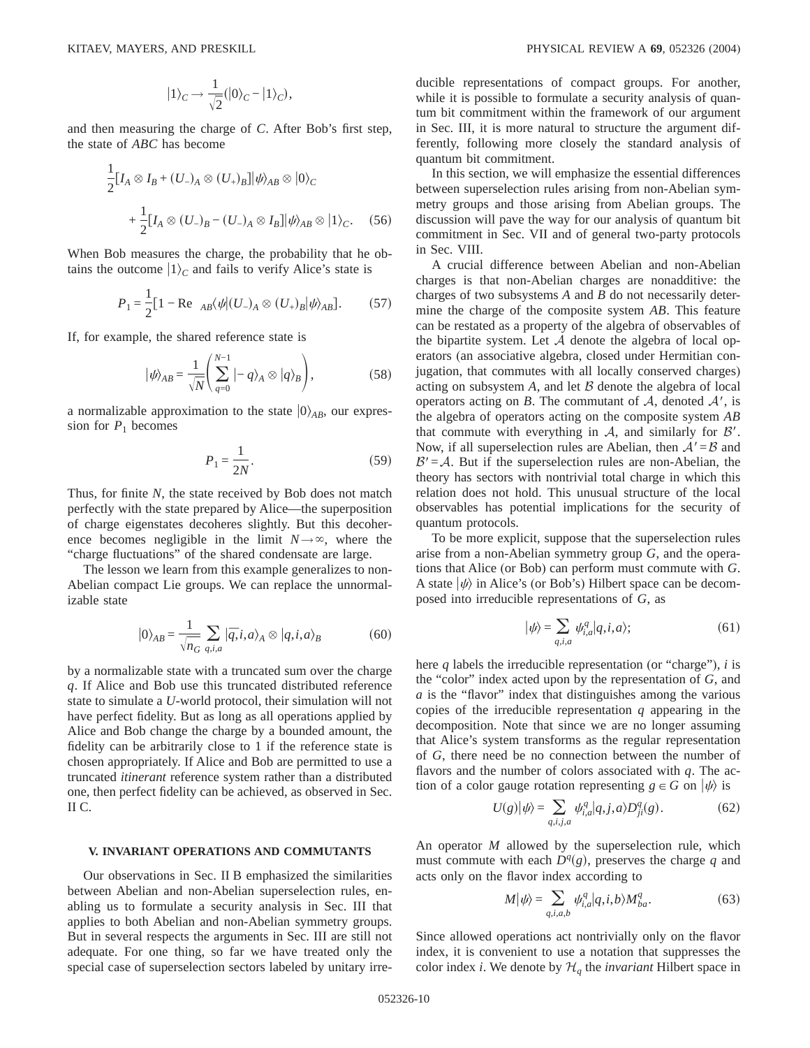$$|1\rangle_C \to \frac{1}{\sqrt{2}}(|0\rangle_C - |1\rangle_C),$$

and then measuring the charge of $C$. After Bob's first step, the state of $ABC$ has become

$$\frac{1}{2}[I_A \otimes I_B + (U_-)_A \otimes (U_+)_B]|\psi\rangle_{AB} \otimes |0\rangle_C$$
$$+ \frac{1}{2}[I_A \otimes (U_-)_B - (U_-)_A \otimes I_B]|\psi\rangle_{AB} \otimes |1\rangle_C. \quad (56)$$

When Bob measures the charge, the probability that he obtains the outcome $|1\rangle_C$ and fails to verify Alice's state is

$$P_1 = \frac{1}{2}[1 - \mathrm{Re}\ {}_{AB}\langle\psi|(U_-)_A \otimes (U_+)_B|\psi\rangle_{AB}]. \quad (57)$$

If, for example, the shared reference state is

$$|\psi\rangle_{AB} = \frac{1}{\sqrt{N}}\left(\sum_{q=0}^{N-1} |-q\rangle_A \otimes |q\rangle_B\right), \quad (58)$$

a normalizable approximation to the state $|0\rangle_{AB}$, our expression for $P_1$ becomes

$$P_1 = \frac{1}{2N}. \quad (59)$$

Thus, for finite $N$, the state received by Bob does not match perfectly with the state prepared by Alice—the superposition of charge eigenstates decoheres slightly. But this decoherence becomes negligible in the limit $N \to \infty$, where the "charge fluctuations" of the shared condensate are large.

The lesson we learn from this example generalizes to non-Abelian compact Lie groups. We can replace the unnormalizable state

$$|0\rangle_{AB} = \frac{1}{\sqrt{n_G}} \sum_{q,i,a} |\bar{q},i,a\rangle_A \otimes |q,i,a\rangle_B \quad (60)$$

by a normalizable state with a truncated sum over the charge $q$. If Alice and Bob use this truncated distributed reference state to simulate a $U$-world protocol, their simulation will not have perfect fidelity. But as long as all operations applied by Alice and Bob change the charge by a bounded amount, the fidelity can be arbitrarily close to 1 if the reference state is chosen appropriately. If Alice and Bob are permitted to use a truncated *itinerant* reference system rather than a distributed one, then perfect fidelity can be achieved, as observed in Sec. II C.

## V. INVARIANT OPERATIONS AND COMMUTANTS

Our observations in Sec. II B emphasized the similarities between Abelian and non-Abelian superselection rules, enabling us to formulate a security analysis in Sec. III that applies to both Abelian and non-Abelian symmetry groups. But in several respects the arguments in Sec. III are still not adequate. For one thing, so far we have treated only the special case of superselection sectors labeled by unitary irreducible representations of compact groups. For another, while it is possible to formulate a security analysis of quantum bit commitment within the framework of our argument in Sec. III, it is more natural to structure the argument differently, following more closely the standard analysis of quantum bit commitment.

In this section, we will emphasize the essential differences between superselection rules arising from non-Abelian symmetry groups and those arising from Abelian groups. The discussion will pave the way for our analysis of quantum bit commitment in Sec. VII and of general two-party protocols in Sec. VIII.

A crucial difference between Abelian and non-Abelian charges is that non-Abelian charges are nonadditive: the charges of two subsystems $A$ and $B$ do not necessarily determine the charge of the composite system $AB$. This feature can be restated as a property of the algebra of observables of the bipartite system. Let $\mathcal{A}$ denote the algebra of local operators (an associative algebra, closed under Hermitian conjugation, that commutes with all locally conserved charges) acting on subsystem $A$, and let $\mathcal{B}$ denote the algebra of local operators acting on $B$. The commutant of $\mathcal{A}$, denoted $\mathcal{A}'$, is the algebra of operators acting on the composite system $AB$ that commute with everything in $\mathcal{A}$, and similarly for $\mathcal{B}'$. Now, if all superselection rules are Abelian, then $\mathcal{A}'=\mathcal{B}$ and $\mathcal{B}'=\mathcal{A}$. But if the superselection rules are non-Abelian, the theory has sectors with nontrivial total charge in which this relation does not hold. This unusual structure of the local observables has potential implications for the security of quantum protocols.

To be more explicit, suppose that the superselection rules arise from a non-Abelian symmetry group $G$, and the operations that Alice (or Bob) can perform must commute with $G$. A state $|\psi\rangle$ in Alice's (or Bob's) Hilbert space can be decomposed into irreducible representations of $G$, as

$$|\psi\rangle = \sum_{q,i,a} \psi_{i,a}^q |q,i,a\rangle; \quad (61)$$

here $q$ labels the irreducible representation (or "charge"), $i$ is the "color" index acted upon by the representation of $G$, and $a$ is the "flavor" index that distinguishes among the various copies of the irreducible representation $q$ appearing in the decomposition. Note that since we are no longer assuming that Alice's system transforms as the regular representation of $G$, there need be no connection between the number of flavors and the number of colors associated with $q$. The action of a color gauge rotation representing $g \in G$ on $|\psi\rangle$ is

$$U(g)|\psi\rangle = \sum_{q,i,j,a} \psi_{i,a}^q |q,j,a\rangle D_{ji}^q(g). \quad (62)$$

An operator $M$ allowed by the superselection rule, which must commute with each $D^q(g)$, preserves the charge $q$ and acts only on the flavor index according to

$$M|\psi\rangle = \sum_{q,i,a,b} \psi_{i,a}^q |q,i,b\rangle M_{ba}^q. \quad (63)$$

Since allowed operations act nontrivially only on the flavor index, it is convenient to use a notation that suppresses the color index $i$. We denote by $\mathcal{H}_q$ the *invariant* Hilbert space in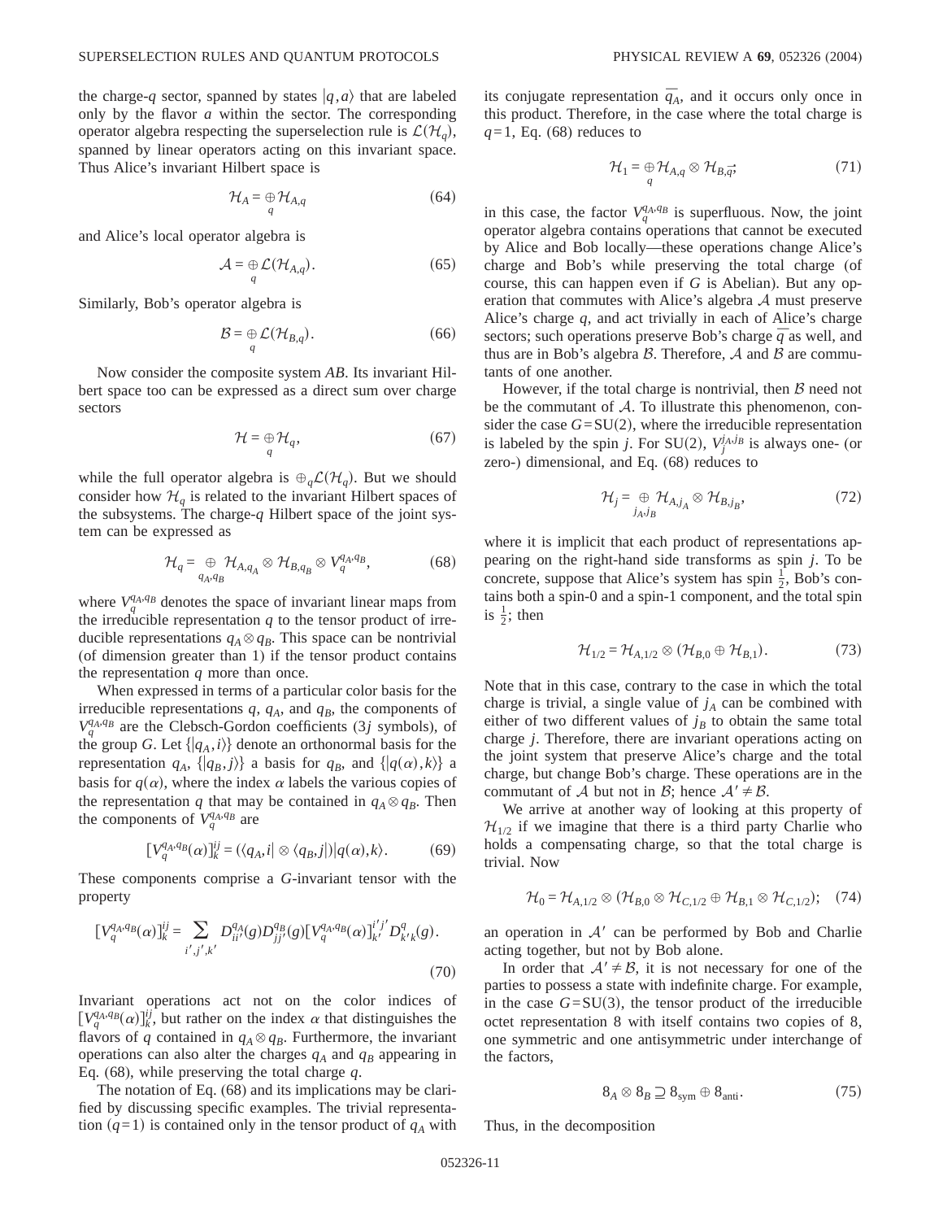the charge-$q$ sector, spanned by states $|q,a\rangle$ that are labeled only by the flavor $a$ within the sector. The corresponding operator algebra respecting the superselection rule is $\mathcal{L}(\mathcal{H}_q)$, spanned by linear operators acting on this invariant space. Thus Alice's invariant Hilbert space is

$$\mathcal{H}_A = \oplus_q \mathcal{H}_{A,q} \tag{64}$$

and Alice's local operator algebra is

$$\mathcal{A} = \oplus_q \mathcal{L}(\mathcal{H}_{A,q}). \tag{65}$$

Similarly, Bob's operator algebra is

$$\mathcal{B} = \oplus_q \mathcal{L}(\mathcal{H}_{B,q}). \tag{66}$$

Now consider the composite system $AB$. Its invariant Hilbert space too can be expressed as a direct sum over charge sectors

$$\mathcal{H} = \oplus_q \mathcal{H}_q, \tag{67}$$

while the full operator algebra is $\oplus_q \mathcal{L}(\mathcal{H}_q)$. But we should consider how $\mathcal{H}_q$ is related to the invariant Hilbert spaces of the subsystems. The charge-$q$ Hilbert space of the joint system can be expressed as

$$\mathcal{H}_q = \oplus_{q_A,q_B} \mathcal{H}_{A,q_A} \otimes \mathcal{H}_{B,q_B} \otimes V_q^{q_A,q_B}, \tag{68}$$

where $V_q^{q_A,q_B}$ denotes the space of invariant linear maps from the irreducible representation $q$ to the tensor product of irreducible representations $q_A \otimes q_B$. This space can be nontrivial (of dimension greater than 1) if the tensor product contains the representation $q$ more than once.

When expressed in terms of a particular color basis for the irreducible representations $q$, $q_A$, and $q_B$, the components of $V_q^{q_A,q_B}$ are the Clebsch-Gordon coefficients ($3j$ symbols), of the group $G$. Let $\{|q_A,i\rangle\}$ denote an orthonormal basis for the representation $q_A$, $\{|q_B,j\rangle\}$ a basis for $q_B$, and $\{|q(\alpha),k\rangle\}$ a basis for $q(\alpha)$, where the index $\alpha$ labels the various copies of the representation $q$ that may be contained in $q_A \otimes q_B$. Then the components of $V_q^{q_A,q_B}$ are

$$[V_q^{q_A,q_B}(\alpha)]_k^{ij} = (\langle q_A,i| \otimes \langle q_B,j|)|q(\alpha),k\rangle. \tag{69}$$

These components comprise a $G$-invariant tensor with the property

$$[V_q^{q_A,q_B}(\alpha)]_k^{ij} = \sum_{i',j',k'} D_{ii'}^{q_A}(g) D_{jj'}^{q_B}(g) [V_q^{q_A,q_B}(\alpha)]_{k'}^{i'j'} D^q_{k'k}(g). \tag{70}$$

Invariant operations act not on the color indices of $[V_q^{q_A,q_B}(\alpha)]_k^{ij}$, but rather on the index $\alpha$ that distinguishes the flavors of $q$ contained in $q_A \otimes q_B$. Furthermore, the invariant operations can also alter the charges $q_A$ and $q_B$ appearing in Eq. (68), while preserving the total charge $q$.

The notation of Eq. (68) and its implications may be clarified by discussing specific examples. The trivial representation ($q=1$) is contained only in the tensor product of $q_A$ with its conjugate representation $\bar{q}_A$, and it occurs only once in this product. Therefore, in the case where the total charge is $q=1$, Eq. (68) reduces to

$$\mathcal{H}_1 = \oplus_q \mathcal{H}_{A,q} \otimes \mathcal{H}_{B,\bar{q}}; \tag{71}$$

in this case, the factor $V_q^{q_A,q_B}$ is superfluous. Now, the joint operator algebra contains operations that cannot be executed by Alice and Bob locally—these operations change Alice's charge and Bob's while preserving the total charge (of course, this can happen even if $G$ is Abelian). But any operation that commutes with Alice's algebra $\mathcal{A}$ must preserve Alice's charge $q$, and act trivially in each of Alice's charge sectors; such operations preserve Bob's charge $\bar{q}$ as well, and thus are in Bob's algebra $\mathcal{B}$. Therefore, $\mathcal{A}$ and $\mathcal{B}$ are commutants of one another.

However, if the total charge is nontrivial, then $\mathcal{B}$ need not be the commutant of $\mathcal{A}$. To illustrate this phenomenon, consider the case $G=\mathrm{SU}(2)$, where the irreducible representation is labeled by the spin $j$. For SU(2), $V_j^{j_A,j_B}$ is always one- (or zero-) dimensional, and Eq. (68) reduces to

$$\mathcal{H}_j = \oplus_{j_A,j_B} \mathcal{H}_{A,j_A} \otimes \mathcal{H}_{B,j_B}, \tag{72}$$

where it is implicit that each product of representations appearing on the right-hand side transforms as spin $j$. To be concrete, suppose that Alice's system has spin $\frac{1}{2}$, Bob's contains both a spin-0 and a spin-1 component, and the total spin is $\frac{1}{2}$; then

$$\mathcal{H}_{1/2} = \mathcal{H}_{A,1/2} \otimes (\mathcal{H}_{B,0} \oplus \mathcal{H}_{B,1}). \tag{73}$$

Note that in this case, contrary to the case in which the total charge is trivial, a single value of $j_A$ can be combined with either of two different values of $j_B$ to obtain the same total charge $j$. Therefore, there are invariant operations acting on the joint system that preserve Alice's charge and the total charge, but change Bob's charge. These operations are in the commutant of $\mathcal{A}$ but not in $\mathcal{B}$; hence $\mathcal{A}' \neq \mathcal{B}$.

We arrive at another way of looking at this property of $\mathcal{H}_{1/2}$ if we imagine that there is a third party Charlie who holds a compensating charge, so that the total charge is trivial. Now

$$\mathcal{H}_0 = \mathcal{H}_{A,1/2} \otimes (\mathcal{H}_{B,0} \otimes \mathcal{H}_{C,1/2} \oplus \mathcal{H}_{B,1} \otimes \mathcal{H}_{C,1/2}); \tag{74}$$

an operation in $\mathcal{A}'$ can be performed by Bob and Charlie acting together, but not by Bob alone.

In order that $\mathcal{A}' \neq \mathcal{B}$, it is not necessary for one of the parties to possess a state with indefinite charge. For example, in the case $G=\mathrm{SU}(3)$, the tensor product of the irreducible octet representation 8 with itself contains two copies of 8, one symmetric and one antisymmetric under interchange of the factors,

$$8_A \otimes 8_B \supseteq 8_{\mathrm{sym}} \oplus 8_{\mathrm{anti}}. \tag{75}$$

Thus, in the decomposition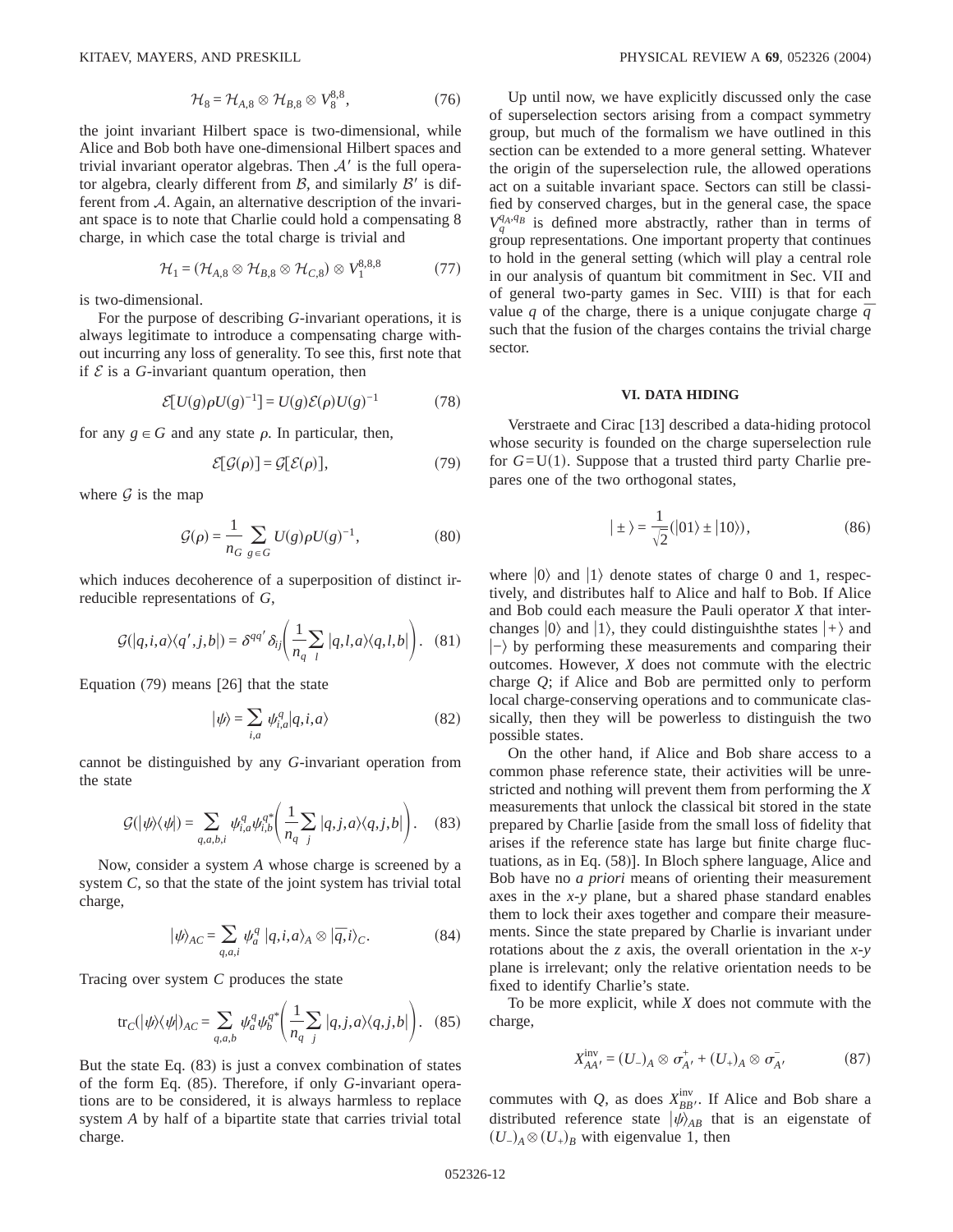$$\mathcal{H}_8 = \mathcal{H}_{A,8} \otimes \mathcal{H}_{B,8} \otimes V_8^{8,8}, \tag{76}$$

the joint invariant Hilbert space is two-dimensional, while Alice and Bob both have one-dimensional Hilbert spaces and trivial invariant operator algebras. Then $\mathcal{A}'$ is the full operator algebra, clearly different from $\mathcal{B}$, and similarly $\mathcal{B}'$ is different from $\mathcal{A}$. Again, an alternative description of the invariant space is to note that Charlie could hold a compensating 8 charge, in which case the total charge is trivial and

$$\mathcal{H}_1 = (\mathcal{H}_{A,8} \otimes \mathcal{H}_{B,8} \otimes \mathcal{H}_{C,8}) \otimes V_1^{8,8,8} \tag{77}$$

is two-dimensional.

For the purpose of describing $G$-invariant operations, it is always legitimate to introduce a compensating charge without incurring any loss of generality. To see this, first note that if $\mathcal{E}$ is a $G$-invariant quantum operation, then

$$\mathcal{E}[U(g)\rho U(g)^{-1}] = U(g)\mathcal{E}(\rho)U(g)^{-1} \tag{78}$$

for any $g \in G$ and any state $\rho$. In particular, then,

$$\mathcal{E}[\mathcal{G}(\rho)] = \mathcal{G}[\mathcal{E}(\rho)], \tag{79}$$

where $\mathcal{G}$ is the map

$$\mathcal{G}(\rho) = \frac{1}{n_G}\sum_{g\in G} U(g)\rho U(g)^{-1}, \tag{80}$$

which induces decoherence of a superposition of distinct irreducible representations of $G$,

$$\mathcal{G}(|q,i,a\rangle\langle q',j,b|) = \delta^{qq'}\delta_{ij}\left(\frac{1}{n_q}\sum_l |q,l,a\rangle\langle q,l,b|\right). \tag{81}$$

Equation (79) means [26] that the state

$$|\psi\rangle = \sum_{i,a} \psi^q_{i,a}|q,i,a\rangle \tag{82}$$

cannot be distinguished by any $G$-invariant operation from the state

$$\mathcal{G}(|\psi\rangle\langle\psi|) = \sum_{q,a,b,i} \psi^q_{i,a}\psi^{q*}_{i,b}\left(\frac{1}{n_q}\sum_j |q,j,a\rangle\langle q,j,b|\right). \tag{83}$$

Now, consider a system $A$ whose charge is screened by a system $C$, so that the state of the joint system has trivial total charge,

$$|\psi\rangle_{AC} = \sum_{q,a,i} \psi^q_a\, |q,i,a\rangle_A \otimes |\bar{q},i\rangle_C. \tag{84}$$

Tracing over system $C$ produces the state

$$\mathrm{tr}_C(|\psi\rangle\langle\psi|)_{AC} = \sum_{q,a,b} \psi^q_a\psi^{q*}_b\left(\frac{1}{n_q}\sum_j |q,j,a\rangle\langle q,j,b|\right). \tag{85}$$

But the state Eq. (83) is just a convex combination of states of the form Eq. (85). Therefore, if only $G$-invariant operations are to be considered, it is always harmless to replace system $A$ by half of a bipartite state that carries trivial total charge.

Up until now, we have explicitly discussed only the case of superselection sectors arising from a compact symmetry group, but much of the formalism we have outlined in this section can be extended to a more general setting. Whatever the origin of the superselection rule, the allowed operations act on a suitable invariant space. Sectors can still be classified by conserved charges, but in the general case, the space $V_q^{q_A,q_B}$ is defined more abstractly, rather than in terms of group representations. One important property that continues to hold in the general setting (which will play a central role in our analysis of quantum bit commitment in Sec. VII and of general two-party games in Sec. VIII) is that for each value $q$ of the charge, there is a unique conjugate charge $\bar{q}$ such that the fusion of the charges contains the trivial charge sector.

## VI. DATA HIDING

Verstraete and Cirac [13] described a data-hiding protocol whose security is founded on the charge superselection rule for $G=\mathrm{U}(1)$. Suppose that a trusted third party Charlie prepares one of the two orthogonal states,

$$|\pm\rangle = \frac{1}{\sqrt{2}}(|01\rangle \pm |10\rangle), \tag{86}$$

where $|0\rangle$ and $|1\rangle$ denote states of charge 0 and 1, respectively, and distributes half to Alice and half to Bob. If Alice and Bob could each measure the Pauli operator $X$ that interchanges $|0\rangle$ and $|1\rangle$, they could distinguishthe states $|+\rangle$ and $|-\rangle$ by performing these measurements and comparing their outcomes. However, $X$ does not commute with the electric charge $Q$; if Alice and Bob are permitted only to perform local charge-conserving operations and to communicate classically, then they will be powerless to distinguish the two possible states.

On the other hand, if Alice and Bob share access to a common phase reference state, their activities will be unrestricted and nothing will prevent them from performing the $X$ measurements that unlock the classical bit stored in the state prepared by Charlie [aside from the small loss of fidelity that arises if the reference state has large but finite charge fluctuations, as in Eq. (58)]. In Bloch sphere language, Alice and Bob have no *a priori* means of orienting their measurement axes in the $x$-$y$ plane, but a shared phase standard enables them to lock their axes together and compare their measurements. Since the state prepared by Charlie is invariant under rotations about the $z$ axis, the overall orientation in the $x$-$y$ plane is irrelevant; only the relative orientation needs to be fixed to identify Charlie's state.

To be more explicit, while $X$ does not commute with the charge,

$$X^{\mathrm{inv}}_{AA'} = (U_-)_A \otimes \sigma^+_{A'} + (U_+)_A \otimes \sigma^-_{A'} \tag{87}$$

commutes with $Q$, as does $X^{\mathrm{inv}}_{BB'}$. If Alice and Bob share a distributed reference state $|\psi\rangle_{AB}$ that is an eigenstate of $(U_-)_A \otimes (U_+)_B$ with eigenvalue 1, then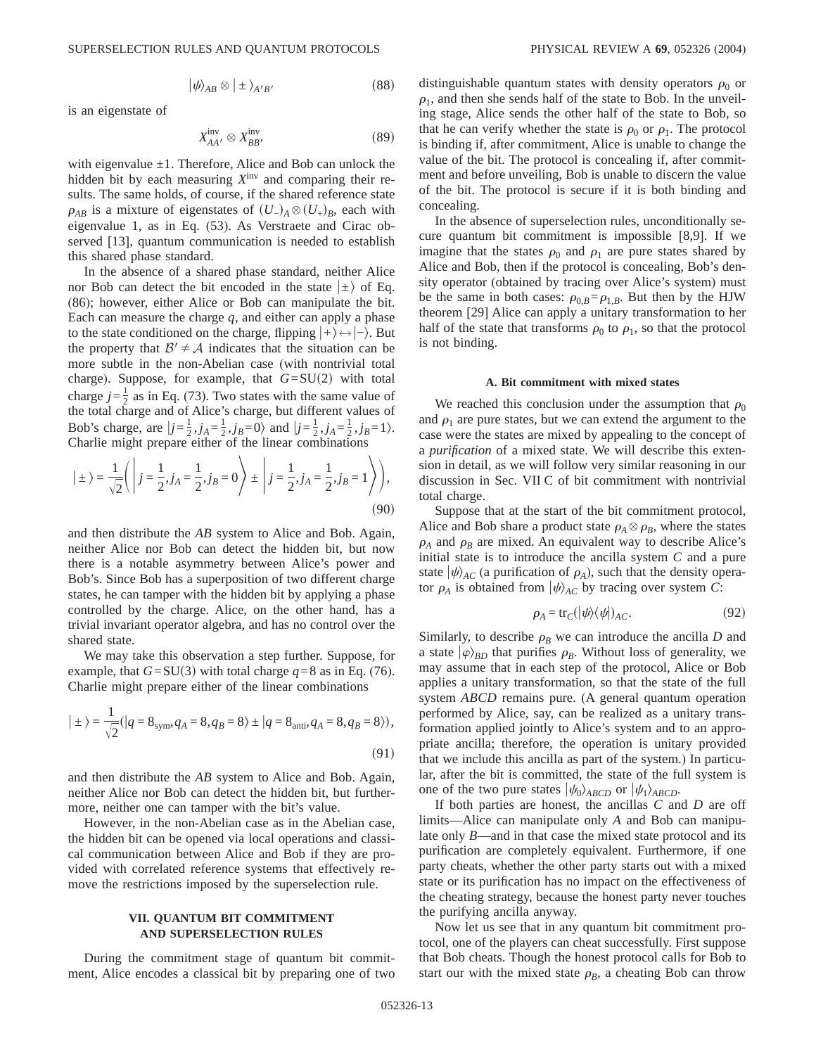$$|\psi\rangle_{AB} \otimes |\pm\rangle_{A'B'} \tag{88}$$

is an eigenstate of

$$X^{\text{inv}}_{AA'} \otimes X^{\text{inv}}_{BB'} \tag{89}$$

with eigenvalue $\pm 1$. Therefore, Alice and Bob can unlock the hidden bit by each measuring $X^{\text{inv}}$ and comparing their results. The same holds, of course, if the shared reference state $\rho_{AB}$ is a mixture of eigenstates of $(U_-)_A \otimes (U_+)_B$, each with eigenvalue 1, as in Eq. (53). As Verstraete and Cirac observed [13], quantum communication is needed to establish this shared phase standard.

In the absence of a shared phase standard, neither Alice nor Bob can detect the bit encoded in the state $|\pm\rangle$ of Eq. (86); however, either Alice or Bob can manipulate the bit. Each can measure the charge $q$, and either can apply a phase to the state conditioned on the charge, flipping $|+\rangle \leftrightarrow |-\rangle$. But the property that $\mathcal{B}' \neq \mathcal{A}$ indicates that the situation can be more subtle in the non-Abelian case (with nontrivial total charge). Suppose, for example, that $G = \text{SU}(2)$ with total charge $j = \frac{1}{2}$ as in Eq. (73). Two states with the same value of the total charge and of Alice's charge, but different values of Bob's charge, are $|j = \frac{1}{2}, j_A = \frac{1}{2}, j_B = 0\rangle$ and $|j = \frac{1}{2}, j_A = \frac{1}{2}, j_B = 1\rangle$. Charlie might prepare either of the linear combinations

$$|\pm\rangle = \frac{1}{\sqrt{2}}\left(\left|j = \frac{1}{2}, j_A = \frac{1}{2}, j_B = 0\right\rangle \pm \left|j = \frac{1}{2}, j_A = \frac{1}{2}, j_B = 1\right\rangle\right), \tag{90}$$

and then distribute the $AB$ system to Alice and Bob. Again, neither Alice nor Bob can detect the hidden bit, but now there is a notable asymmetry between Alice's power and Bob's. Since Bob has a superposition of two different charge states, he can tamper with the hidden bit by applying a phase controlled by the charge. Alice, on the other hand, has a trivial invariant operator algebra, and has no control over the shared state.

We may take this observation a step further. Suppose, for example, that $G = \text{SU}(3)$ with total charge $q = 8$ as in Eq. (76). Charlie might prepare either of the linear combinations

$$|\pm\rangle = \frac{1}{\sqrt{2}}(|q = 8_{\text{sym}}, q_A = 8, q_B = 8\rangle \pm |q = 8_{\text{anti}}, q_A = 8, q_B = 8\rangle), \tag{91}$$

and then distribute the $AB$ system to Alice and Bob. Again, neither Alice nor Bob can detect the hidden bit, but furthermore, neither one can tamper with the bit's value.

However, in the non-Abelian case as in the Abelian case, the hidden bit can be opened via local operations and classical communication between Alice and Bob if they are provided with correlated reference systems that effectively remove the restrictions imposed by the superselection rule.

## VII. QUANTUM BIT COMMITMENT AND SUPERSELECTION RULES

During the commitment stage of quantum bit commitment, Alice encodes a classical bit by preparing one of two distinguishable quantum states with density operators $\rho_0$ or $\rho_1$, and then she sends half of the state to Bob. In the unveiling stage, Alice sends the other half of the state to Bob, so that he can verify whether the state is $\rho_0$ or $\rho_1$. The protocol is binding if, after commitment, Alice is unable to change the value of the bit. The protocol is concealing if, after commitment and before unveiling, Bob is unable to discern the value of the bit. The protocol is secure if it is both binding and concealing.

In the absence of superselection rules, unconditionally secure quantum bit commitment is impossible [8,9]. If we imagine that the states $\rho_0$ and $\rho_1$ are pure states shared by Alice and Bob, then if the protocol is concealing, Bob's density operator (obtained by tracing over Alice's system) must be the same in both cases: $\rho_{0,B} = \rho_{1,B}$. But then by the HJW theorem [29] Alice can apply a unitary transformation to her half of the state that transforms $\rho_0$ to $\rho_1$, so that the protocol is not binding.

### A. Bit commitment with mixed states

We reached this conclusion under the assumption that $\rho_0$ and $\rho_1$ are pure states, but we can extend the argument to the case were the states are mixed by appealing to the concept of a *purification* of a mixed state. We will describe this extension in detail, as we will follow very similar reasoning in our discussion in Sec. VII C of bit commitment with nontrivial total charge.

Suppose that at the start of the bit commitment protocol, Alice and Bob share a product state $\rho_A \otimes \rho_B$, where the states $\rho_A$ and $\rho_B$ are mixed. An equivalent way to describe Alice's initial state is to introduce the ancilla system $C$ and a pure state $|\psi\rangle_{AC}$ (a purification of $\rho_A$), such that the density operator $\rho_A$ is obtained from $|\psi\rangle_{AC}$ by tracing over system $C$:

$$\rho_A = \text{tr}_C(|\psi\rangle\langle\psi|)_{AC}. \tag{92}$$

Similarly, to describe $\rho_B$ we can introduce the ancilla $D$ and a state $|\varphi\rangle_{BD}$ that purifies $\rho_B$. Without loss of generality, we may assume that in each step of the protocol, Alice or Bob applies a unitary transformation, so that the state of the full system $ABCD$ remains pure. (A general quantum operation performed by Alice, say, can be realized as a unitary transformation applied jointly to Alice's system and to an appropriate ancilla; therefore, the operation is unitary provided that we include this ancilla as part of the system.) In particular, after the bit is committed, the state of the full system is one of the two pure states $|\psi_0\rangle_{ABCD}$ or $|\psi_1\rangle_{ABCD}$.

If both parties are honest, the ancillas $C$ and $D$ are off limits—Alice can manipulate only $A$ and Bob can manipulate only $B$—and in that case the mixed state protocol and its purification are completely equivalent. Furthermore, if one party cheats, whether the other party starts out with a mixed state or its purification has no impact on the effectiveness of the cheating strategy, because the honest party never touches the purifying ancilla anyway.

Now let us see that in any quantum bit commitment protocol, one of the players can cheat successfully. First suppose that Bob cheats. Though the honest protocol calls for Bob to start our with the mixed state $\rho_B$, a cheating Bob can throw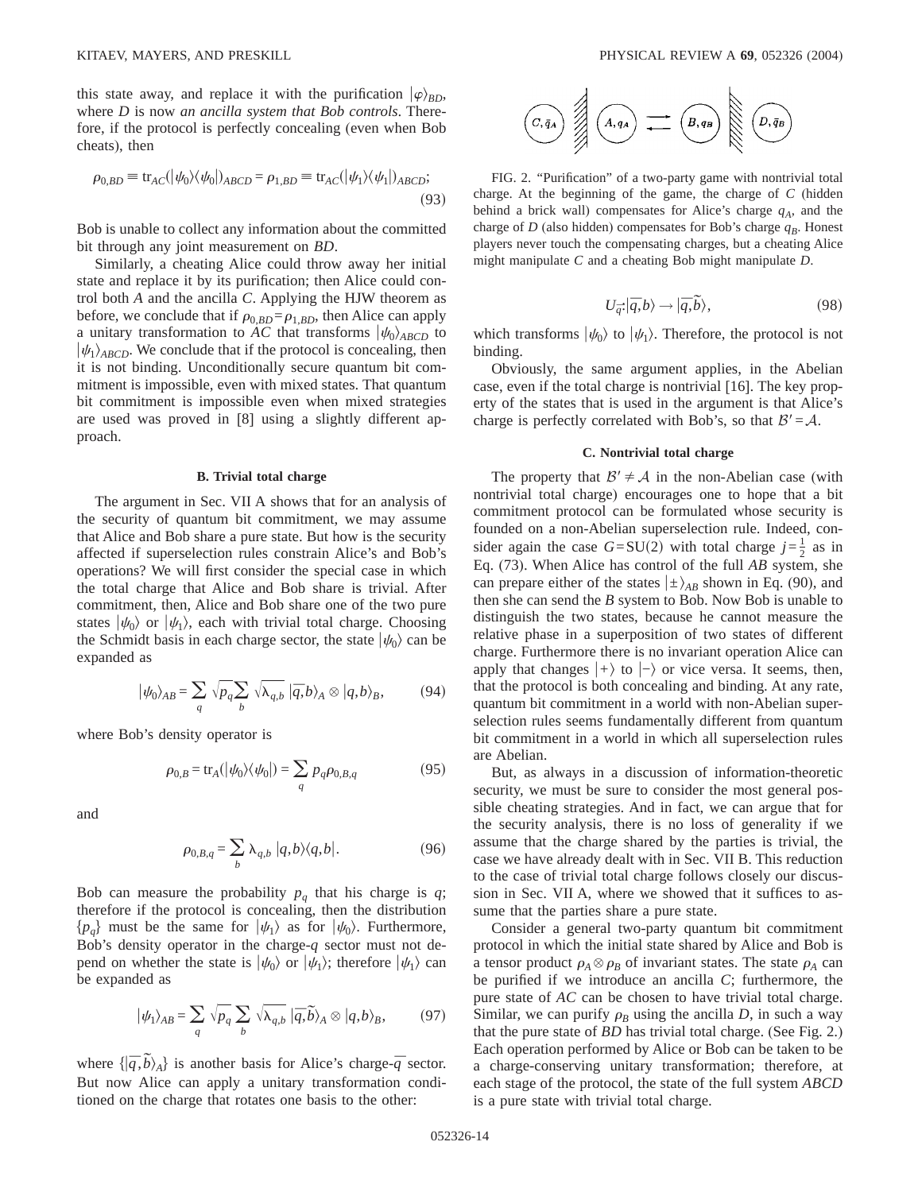this state away, and replace it with the purification $|\varphi\rangle_{BD}$, where $D$ is now *an ancilla system that Bob controls*. Therefore, if the protocol is perfectly concealing (even when Bob cheats), then

$$\rho_{0,BD} \equiv \text{tr}_{AC}(|\psi_0\rangle\langle\psi_0|)_{ABCD} = \rho_{1,BD} \equiv \text{tr}_{AC}(|\psi_1\rangle\langle\psi_1|)_{ABCD}; \tag{93}$$

Bob is unable to collect any information about the committed bit through any joint measurement on $BD$.

Similarly, a cheating Alice could throw away her initial state and replace it by its purification; then Alice could control both $A$ and the ancilla $C$. Applying the HJW theorem as before, we conclude that if $\rho_{0,BD}=\rho_{1,BD}$, then Alice can apply a unitary transformation to $AC$ that transforms $|\psi_0\rangle_{ABCD}$ to $|\psi_1\rangle_{ABCD}$. We conclude that if the protocol is concealing, then it is not binding. Unconditionally secure quantum bit commitment is impossible, even with mixed states. That quantum bit commitment is impossible even when mixed strategies are used was proved in [8] using a slightly different approach.

### B. Trivial total charge

The argument in Sec. VII A shows that for an analysis of the security of quantum bit commitment, we may assume that Alice and Bob share a pure state. But how is the security affected if superselection rules constrain Alice's and Bob's operations? We will first consider the special case in which the total charge that Alice and Bob share is trivial. After commitment, then, Alice and Bob share one of the two pure states $|\psi_0\rangle$ or $|\psi_1\rangle$, each with trivial total charge. Choosing the Schmidt basis in each charge sector, the state $|\psi_0\rangle$ can be expanded as

$$|\psi_0\rangle_{AB} = \sum_q \sqrt{p_q}\sum_b \sqrt{\lambda_{q,b}}\;|\bar{q},b\rangle_A \otimes |q,b\rangle_B, \tag{94}$$

where Bob's density operator is

$$\rho_{0,B} = \text{tr}_A(|\psi_0\rangle\langle\psi_0|) = \sum_q p_q \rho_{0,B,q} \tag{95}$$

and

$$\rho_{0,B,q} = \sum_b \lambda_{q,b}\;|q,b\rangle\langle q,b|. \tag{96}$$

Bob can measure the probability $p_q$ that his charge is $q$; therefore if the protocol is concealing, then the distribution $\{p_q\}$ must be the same for $|\psi_1\rangle$ as for $|\psi_0\rangle$. Furthermore, Bob's density operator in the charge-$q$ sector must not depend on whether the state is $|\psi_0\rangle$ or $|\psi_1\rangle$; therefore $|\psi_1\rangle$ can be expanded as

$$|\psi_1\rangle_{AB} = \sum_q \sqrt{p_q}\sum_b \sqrt{\lambda_{q,b}}\;|\bar{q},\tilde{b}\rangle_A \otimes |q,b\rangle_B, \tag{97}$$

where $\{|\bar{q},\tilde{b}\rangle_A\}$ is another basis for Alice's charge-$\bar{q}$ sector. But now Alice can apply a unitary transformation conditioned on the charge that rotates one basis to the other:

$$U_{\bar{q}}:|\bar{q},b\rangle \to |\bar{q},\tilde{b}\rangle, \tag{98}$$

which transforms $|\psi_0\rangle$ to $|\psi_1\rangle$. Therefore, the protocol is not binding.

Obviously, the same argument applies, in the Abelian case, even if the total charge is nontrivial [16]. The key property of the states that is used in the argument is that Alice's charge is perfectly correlated with Bob's, so that $\mathcal{B}'=\mathcal{A}$.

FIG. 2. "Purification" of a two-party game with nontrivial total charge. At the beginning of the game, the charge of $C$ (hidden behind a brick wall) compensates for Alice's charge $q_A$, and the charge of $D$ (also hidden) compensates for Bob's charge $q_B$. Honest players never touch the compensating charges, but a cheating Alice might manipulate $C$ and a cheating Bob might manipulate $D$.

### C. Nontrivial total charge

The property that $\mathcal{B}'\neq\mathcal{A}$ in the non-Abelian case (with nontrivial total charge) encourages one to hope that a bit commitment protocol can be formulated whose security is founded on a non-Abelian superselection rule. Indeed, consider again the case $G=\text{SU}(2)$ with total charge $j=\frac{1}{2}$ as in Eq. (73). When Alice has control of the full $AB$ system, she can prepare either of the states $|\pm\rangle_{AB}$ shown in Eq. (90), and then she can send the $B$ system to Bob. Now Bob is unable to distinguish the two states, because he cannot measure the relative phase in a superposition of two states of different charge. Furthermore there is no invariant operation Alice can apply that changes $|+\rangle$ to $|-\rangle$ or vice versa. It seems, then, that the protocol is both concealing and binding. At any rate, quantum bit commitment in a world with non-Abelian superselection rules seems fundamentally different from quantum bit commitment in a world in which all superselection rules are Abelian.

But, as always in a discussion of information-theoretic security, we must be sure to consider the most general possible cheating strategies. And in fact, we can argue that for the security analysis, there is no loss of generality if we assume that the charge shared by the parties is trivial, the case we have already dealt with in Sec. VII B. This reduction to the case of trivial total charge follows closely our discussion in Sec. VII A, where we showed that it suffices to assume that the parties share a pure state.

Consider a general two-party quantum bit commitment protocol in which the initial state shared by Alice and Bob is a tensor product $\rho_A\otimes\rho_B$ of invariant states. The state $\rho_A$ can be purified if we introduce an ancilla $C$; furthermore, the pure state of $AC$ can be chosen to have trivial total charge. Similar, we can purify $\rho_B$ using the ancilla $D$, in such a way that the pure state of $BD$ has trivial total charge. (See Fig. 2.) Each operation performed by Alice or Bob can be taken to be a charge-conserving unitary transformation; therefore, at each stage of the protocol, the state of the full system $ABCD$ is a pure state with trivial total charge.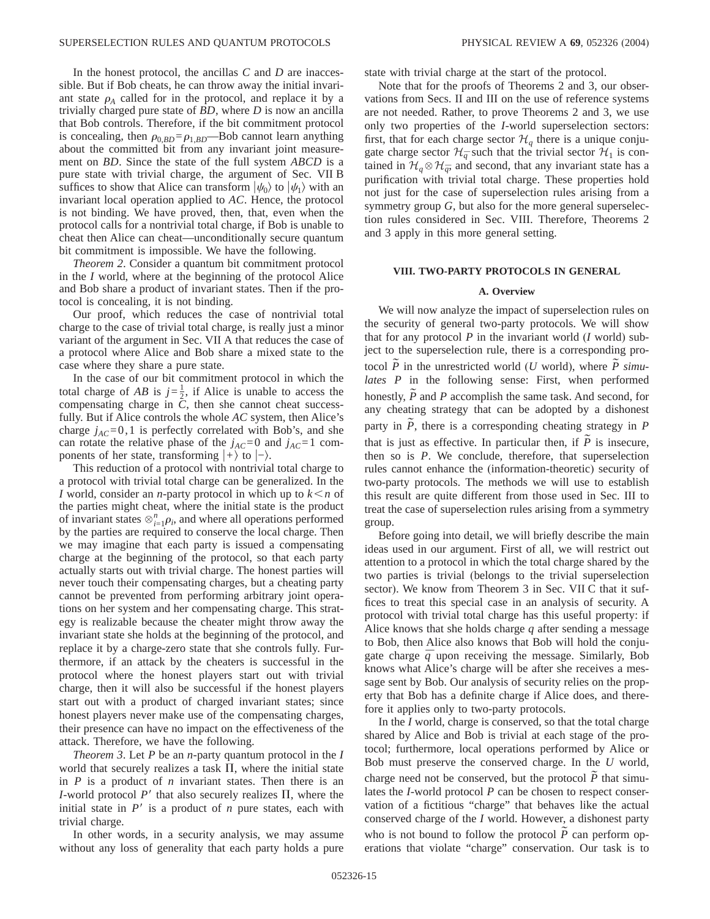In the honest protocol, the ancillas $C$ and $D$ are inaccessible. But if Bob cheats, he can throw away the initial invariant state $\rho_A$ called for in the protocol, and replace it by a trivially charged pure state of $BD$, where $D$ is now an ancilla that Bob controls. Therefore, if the bit commitment protocol is concealing, then $\rho_{0,BD}=\rho_{1,BD}$—Bob cannot learn anything about the committed bit from any invariant joint measurement on $BD$. Since the state of the full system $ABCD$ is a pure state with trivial charge, the argument of Sec. VII B suffices to show that Alice can transform $|\psi_0\rangle$ to $|\psi_1\rangle$ with an invariant local operation applied to $AC$. Hence, the protocol is not binding. We have proved, then, that, even when the protocol calls for a nontrivial total charge, if Bob is unable to cheat then Alice can cheat—unconditionally secure quantum bit commitment is impossible. We have the following.

*Theorem 2*. Consider a quantum bit commitment protocol in the $I$ world, where at the beginning of the protocol Alice and Bob share a product of invariant states. Then if the protocol is concealing, it is not binding.

Our proof, which reduces the case of nontrivial total charge to the case of trivial total charge, is really just a minor variant of the argument in Sec. VII A that reduces the case of a protocol where Alice and Bob share a mixed state to the case where they share a pure state.

In the case of our bit commitment protocol in which the total charge of $AB$ is $j=\frac{1}{2}$, if Alice is unable to access the compensating charge in $C$, then she cannot cheat successfully. But if Alice controls the whole $AC$ system, then Alice's charge $j_{AC}=0,1$ is perfectly correlated with Bob's, and she can rotate the relative phase of the $j_{AC}=0$ and $j_{AC}=1$ components of her state, transforming $|+\rangle$ to $|-\rangle$.

This reduction of a protocol with nontrivial total charge to a protocol with trivial total charge can be generalized. In the $I$ world, consider an $n$-party protocol in which up to $k<n$ of the parties might cheat, where the initial state is the product of invariant states $\otimes_{i=1}^{n}\rho_i$, and where all operations performed by the parties are required to conserve the local charge. Then we may imagine that each party is issued a compensating charge at the beginning of the protocol, so that each party actually starts out with trivial charge. The honest parties will never touch their compensating charges, but a cheating party cannot be prevented from performing arbitrary joint operations on her system and her compensating charge. This strategy is realizable because the cheater might throw away the invariant state she holds at the beginning of the protocol, and replace it by a charge-zero state that she controls fully. Furthermore, if an attack by the cheaters is successful in the protocol where the honest players start out with trivial charge, then it will also be successful if the honest players start out with a product of charged invariant states; since honest players never make use of the compensating charges, their presence can have no impact on the effectiveness of the attack. Therefore, we have the following.

*Theorem 3*. Let $P$ be an $n$-party quantum protocol in the $I$ world that securely realizes a task $\Pi$, where the initial state in $P$ is a product of $n$ invariant states. Then there is an $I$-world protocol $P'$ that also securely realizes $\Pi$, where the initial state in $P'$ is a product of $n$ pure states, each with trivial charge.

In other words, in a security analysis, we may assume without any loss of generality that each party holds a pure state with trivial charge at the start of the protocol.

Note that for the proofs of Theorems 2 and 3, our observations from Secs. II and III on the use of reference systems are not needed. Rather, to prove Theorems 2 and 3, we use only two properties of the $I$-world superselection sectors: first, that for each charge sector $\mathcal{H}_q$ there is a unique conjugate charge sector $\mathcal{H}_{\bar{q}}$ such that the trivial sector $\mathcal{H}_1$ is contained in $\mathcal{H}_q\otimes\mathcal{H}_{\bar{q}}$, and second, that any invariant state has a purification with trivial total charge. These properties hold not just for the case of superselection rules arising from a symmetry group $G$, but also for the more general superselection rules considered in Sec. VIII. Therefore, Theorems 2 and 3 apply in this more general setting.

## VIII. TWO-PARTY PROTOCOLS IN GENERAL

### A. Overview

We will now analyze the impact of superselection rules on the security of general two-party protocols. We will show that for any protocol $P$ in the invariant world ($I$ world) subject to the superselection rule, there is a corresponding protocol $\tilde{P}$ in the unrestricted world ($U$ world), where $\tilde{P}$ *simulates* $P$ in the following sense: First, when performed honestly, $\tilde{P}$ and $P$ accomplish the same task. And second, for any cheating strategy that can be adopted by a dishonest party in $\tilde{P}$, there is a corresponding cheating strategy in $P$ that is just as effective. In particular then, if $\tilde{P}$ is insecure, then so is $P$. We conclude, therefore, that superselection rules cannot enhance the (information-theoretic) security of two-party protocols. The methods we will use to establish this result are quite different from those used in Sec. III to treat the case of superselection rules arising from a symmetry group.

Before going into detail, we will briefly describe the main ideas used in our argument. First of all, we will restrict out attention to a protocol in which the total charge shared by the two parties is trivial (belongs to the trivial superselection sector). We know from Theorem 3 in Sec. VII C that it suffices to treat this special case in an analysis of security. A protocol with trivial total charge has this useful property: if Alice knows that she holds charge $q$ after sending a message to Bob, then Alice also knows that Bob will hold the conjugate charge $\bar{q}$ upon receiving the message. Similarly, Bob knows what Alice's charge will be after she receives a message sent by Bob. Our analysis of security relies on the property that Bob has a definite charge if Alice does, and therefore it applies only to two-party protocols.

In the $I$ world, charge is conserved, so that the total charge shared by Alice and Bob is trivial at each stage of the protocol; furthermore, local operations performed by Alice or Bob must preserve the conserved charge. In the $U$ world, charge need not be conserved, but the protocol $\tilde{P}$ that simulates the $I$-world protocol $P$ can be chosen to respect conservation of a fictitious "charge" that behaves like the actual conserved charge of the $I$ world. However, a dishonest party who is not bound to follow the protocol $\tilde{P}$ can perform operations that violate "charge" conservation. Our task is to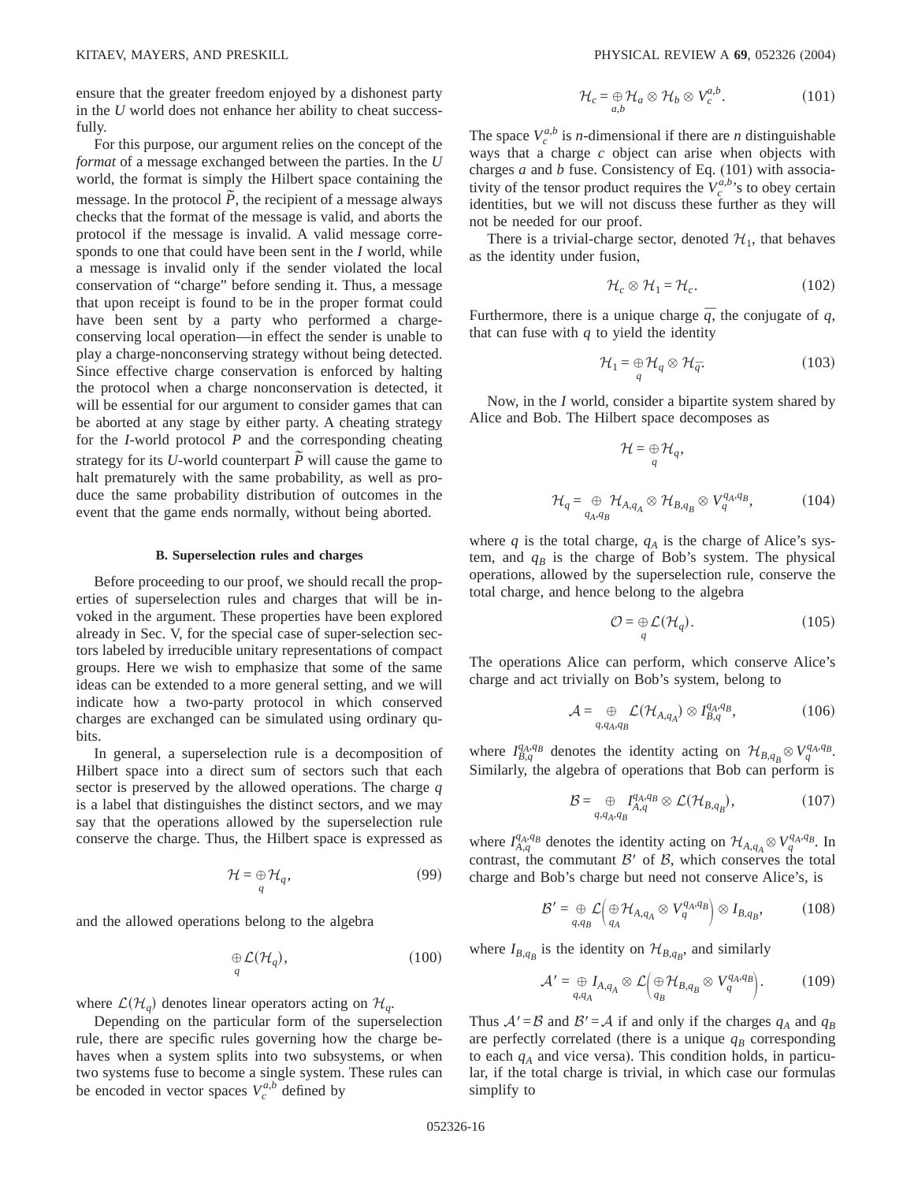ensure that the greater freedom enjoyed by a dishonest party in the $U$ world does not enhance her ability to cheat successfully.

For this purpose, our argument relies on the concept of the *format* of a message exchanged between the parties. In the $U$ world, the format is simply the Hilbert space containing the message. In the protocol $\tilde{P}$, the recipient of a message always checks that the format of the message is valid, and aborts the protocol if the message is invalid. A valid message corresponds to one that could have been sent in the $I$ world, while a message is invalid only if the sender violated the local conservation of "charge" before sending it. Thus, a message that upon receipt is found to be in the proper format could have been sent by a party who performed a charge-conserving local operation—in effect the sender is unable to play a charge-nonconserving strategy without being detected. Since effective charge conservation is enforced by halting the protocol when a charge nonconservation is detected, it will be essential for our argument to consider games that can be aborted at any stage by either party. A cheating strategy for the $I$-world protocol $P$ and the corresponding cheating strategy for its $U$-world counterpart $\tilde{P}$ will cause the game to halt prematurely with the same probability, as well as produce the same probability distribution of outcomes in the event that the game ends normally, without being aborted.

### B. Superselection rules and charges

Before proceeding to our proof, we should recall the properties of superselection rules and charges that will be invoked in the argument. These properties have been explored already in Sec. V, for the special case of super-selection sectors labeled by irreducible unitary representations of compact groups. Here we wish to emphasize that some of the same ideas can be extended to a more general setting, and we will indicate how a two-party protocol in which conserved charges are exchanged can be simulated using ordinary qubits.

In general, a superselection rule is a decomposition of Hilbert space into a direct sum of sectors such that each sector is preserved by the allowed operations. The charge $q$ is a label that distinguishes the distinct sectors, and we may say that the operations allowed by the superselection rule conserve the charge. Thus, the Hilbert space is expressed as

$$\mathcal{H} = \bigoplus_{q} \mathcal{H}_q, \tag{99}$$

and the allowed operations belong to the algebra

$$\bigoplus_{q} \mathcal{L}(\mathcal{H}_q), \tag{100}$$

where $\mathcal{L}(\mathcal{H}_q)$ denotes linear operators acting on $\mathcal{H}_q$.

Depending on the particular form of the superselection rule, there are specific rules governing how the charge behaves when a system splits into two subsystems, or when two systems fuse to become a single system. These rules can be encoded in vector spaces $V_c^{a,b}$ defined by

$$\mathcal{H}_c = \bigoplus_{a,b} \mathcal{H}_a \otimes \mathcal{H}_b \otimes V_c^{a,b}. \tag{101}$$

The space $V_c^{a,b}$ is $n$-dimensional if there are $n$ distinguishable ways that a charge $c$ object can arise when objects with charges $a$ and $b$ fuse. Consistency of Eq. (101) with associativity of the tensor product requires the $V_c^{a,b}$'s to obey certain identities, but we will not discuss these further as they will not be needed for our proof.

There is a trivial-charge sector, denoted $\mathcal{H}_1$, that behaves as the identity under fusion,

$$\mathcal{H}_c \otimes \mathcal{H}_1 = \mathcal{H}_c. \tag{102}$$

Furthermore, there is a unique charge $\bar{q}$, the conjugate of $q$, that can fuse with $q$ to yield the identity

$$\mathcal{H}_1 = \bigoplus_{q} \mathcal{H}_q \otimes \mathcal{H}_{\bar{q}}. \tag{103}$$

Now, in the $I$ world, consider a bipartite system shared by Alice and Bob. The Hilbert space decomposes as

$$\mathcal{H} = \bigoplus_{q} \mathcal{H}_q,$$

$$\mathcal{H}_q = \bigoplus_{q_A,q_B} \mathcal{H}_{A,q_A} \otimes \mathcal{H}_{B,q_B} \otimes V_q^{q_A,q_B}, \tag{104}$$

where $q$ is the total charge, $q_A$ is the charge of Alice's system, and $q_B$ is the charge of Bob's system. The physical operations, allowed by the superselection rule, conserve the total charge, and hence belong to the algebra

$$\mathcal{O} = \bigoplus_{q} \mathcal{L}(\mathcal{H}_q). \tag{105}$$

The operations Alice can perform, which conserve Alice's charge and act trivially on Bob's system, belong to

$$\mathcal{A} = \bigoplus_{q,q_A,q_B} \mathcal{L}(\mathcal{H}_{A,q_A}) \otimes I_{B,q}^{q_A,q_B}, \tag{106}$$

where $I_{B,q}^{q_A,q_B}$ denotes the identity acting on $\mathcal{H}_{B,q_B} \otimes V_q^{q_A,q_B}$. Similarly, the algebra of operations that Bob can perform is

$$\mathcal{B} = \bigoplus_{q,q_A,q_B} I_{A,q}^{q_A,q_B} \otimes \mathcal{L}(\mathcal{H}_{B,q_B}), \tag{107}$$

where $I_{A,q}^{q_A,q_B}$ denotes the identity acting on $\mathcal{H}_{A,q_A} \otimes V_q^{q_A,q_B}$. In contrast, the commutant $\mathcal{B}'$ of $\mathcal{B}$, which conserves the total charge and Bob's charge but need not conserve Alice's, is

$$\mathcal{B}' = \bigoplus_{q,q_B} \mathcal{L}\left( \bigoplus_{q_A} \mathcal{H}_{A,q_A} \otimes V_q^{q_A,q_B} \right) \otimes I_{B,q_B}, \tag{108}$$

where $I_{B,q_B}$ is the identity on $\mathcal{H}_{B,q_B}$, and similarly

$$\mathcal{A}' = \bigoplus_{q,q_A} I_{A,q_A} \otimes \mathcal{L}\left( \bigoplus_{q_B} \mathcal{H}_{B,q_B} \otimes V_q^{q_A,q_B} \right). \tag{109}$$

Thus $\mathcal{A}' = \mathcal{B}$ and $\mathcal{B}' = \mathcal{A}$ if and only if the charges $q_A$ and $q_B$ are perfectly correlated (there is a unique $q_B$ corresponding to each $q_A$ and vice versa). This condition holds, in particular, if the total charge is trivial, in which case our formulas simplify to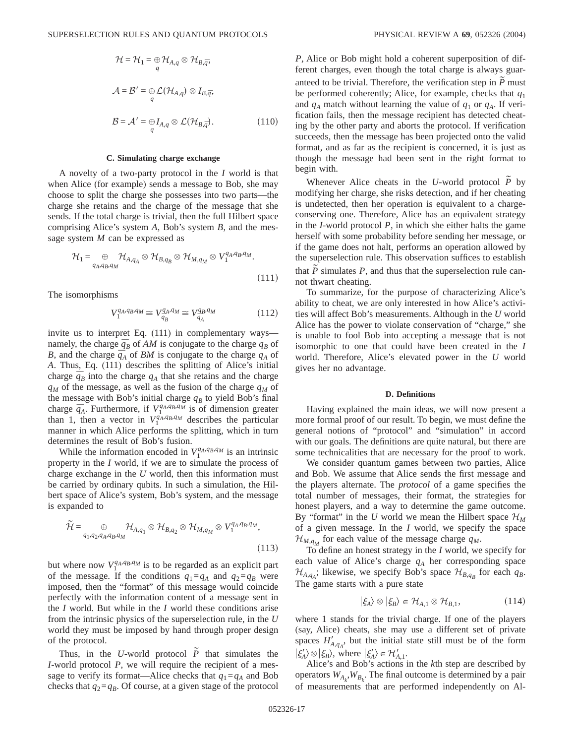$$\mathcal{H} = \mathcal{H}_1 = \oplus_q \mathcal{H}_{A,q} \otimes \mathcal{H}_{B,\bar{q}},$$

$$\mathcal{A} = \mathcal{B}' = \oplus_q \mathcal{L}(\mathcal{H}_{A,q}) \otimes I_{B,\bar{q}},$$

$$\mathcal{B} = \mathcal{A}' = \oplus_q I_{A,q} \otimes \mathcal{L}(\mathcal{H}_{B,\bar{q}}). \tag{110}$$

### C. Simulating charge exchange

A novelty of a two-party protocol in the $I$ world is that when Alice (for example) sends a message to Bob, she may choose to split the charge she possesses into two parts—the charge she retains and the charge of the message that she sends. If the total charge is trivial, then the full Hilbert space comprising Alice's system $A$, Bob's system $B$, and the message system $M$ can be expressed as

$$\mathcal{H}_1 = \bigoplus_{q_A,q_B,q_M} \mathcal{H}_{A,q_A} \otimes \mathcal{H}_{B,q_B} \otimes \mathcal{H}_{M,q_M} \otimes V_1^{q_A,q_B,q_M}. \tag{111}$$

The isomorphisms

$$V_1^{q_A,q_B,q_M} \cong V_{\bar{q}_B}^{q_A,q_M} \cong V_{\bar{q}_A}^{q_B,q_M} \tag{112}$$

invite us to interpret Eq. (111) in complementary ways—namely, the charge $\bar{q}_B$ of $AM$ is conjugate to the charge $q_B$ of $B$, and the charge $\bar{q}_A$ of $BM$ is conjugate to the charge $q_A$ of $A$. Thus, Eq. (111) describes the splitting of Alice's initial charge $\bar{q}_B$ into the charge $q_A$ that she retains and the charge $q_M$ of the message, as well as the fusion of the charge $q_M$ of the message with Bob's initial charge $q_B$ to yield Bob's final charge $\bar{q}_A$. Furthermore, if $V_1^{q_A,q_B,q_M}$ is of dimension greater than 1, then a vector in $V_1^{q_A,q_B,q_M}$ describes the particular manner in which Alice performs the splitting, which in turn determines the result of Bob's fusion.

While the information encoded in $V_1^{q_A,q_B,q_M}$ is an intrinsic property in the $I$ world, if we are to simulate the process of charge exchange in the $U$ world, then this information must be carried by ordinary qubits. In such a simulation, the Hilbert space of Alice's system, Bob's system, and the message is expanded to

$$\tilde{\mathcal{H}} = \bigoplus_{q_1,q_2,q_A,q_B,q_M} \mathcal{H}_{A,q_1} \otimes \mathcal{H}_{B,q_2} \otimes \mathcal{H}_{M,q_M} \otimes V_1^{q_A,q_B,q_M}, \tag{113}$$

but where now $V_1^{q_A,q_B,q_M}$ is to be regarded as an explicit part of the message. If the conditions $q_1 = q_A$ and $q_2 = q_B$ were imposed, then the "format" of this message would coincide perfectly with the information content of a message sent in the $I$ world. But while in the $I$ world these conditions arise from the intrinsic physics of the superselection rule, in the $U$ world they must be imposed by hand through proper design of the protocol.

Thus, in the $U$-world protocol $\tilde{P}$ that simulates the $I$-world protocol $P$, we will require the recipient of a message to verify its format—Alice checks that $q_1 = q_A$ and Bob checks that $q_2 = q_B$. Of course, at a given stage of the protocol $P$, Alice or Bob might hold a coherent superposition of different charges, even though the total charge is always guaranteed to be trivial. Therefore, the verification step in $\tilde{P}$ must be performed coherently; Alice, for example, checks that $q_1$ and $q_A$ match without learning the value of $q_1$ or $q_A$. If verification fails, then the message recipient has detected cheating by the other party and aborts the protocol. If verification succeeds, then the message has been projected onto the valid format, and as far as the recipient is concerned, it is just as though the message had been sent in the right format to begin with.

Whenever Alice cheats in the $U$-world protocol $\tilde{P}$ by modifying her charge, she risks detection, and if her cheating is undetected, then her operation is equivalent to a charge-conserving one. Therefore, Alice has an equivalent strategy in the $I$-world protocol $P$, in which she either halts the game herself with some probability before sending her message, or if the game does not halt, performs an operation allowed by the superselection rule. This observation suffices to establish that $\tilde{P}$ simulates $P$, and thus that the superselection rule cannot thwart cheating.

To summarize, for the purpose of characterizing Alice's ability to cheat, we are only interested in how Alice's activities will affect Bob's measurements. Although in the $U$ world Alice has the power to violate conservation of "charge," she is unable to fool Bob into accepting a message that is not isomorphic to one that could have been created in the $I$ world. Therefore, Alice's elevated power in the $U$ world gives her no advantage.

### D. Definitions

Having explained the main ideas, we will now present a more formal proof of our result. To begin, we must define the general notions of "protocol" and "simulation" in accord with our goals. The definitions are quite natural, but there are some technicalities that are necessary for the proof to work.

We consider quantum games between two parties, Alice and Bob. We assume that Alice sends the first message and the players alternate. The *protocol* of a game specifies the total number of messages, their format, the strategies for honest players, and a way to determine the game outcome. By "format" in the $U$ world we mean the Hilbert space $\mathcal{H}_M$ of a given message. In the $I$ world, we specify the space $\mathcal{H}_{M,q_M}$ for each value of the message charge $q_M$.

To define an honest strategy in the $I$ world, we specify for each value of Alice's charge $q_A$ her corresponding space $\mathcal{H}_{A,q_A}$; likewise, we specify Bob's space $\mathcal{H}_{B,q_B}$ for each $q_B$. The game starts with a pure state

$$|\xi_A\rangle \otimes |\xi_B\rangle \in \mathcal{H}_{A,1} \otimes \mathcal{H}_{B,1}, \tag{114}$$

where 1 stands for the trivial charge. If one of the players (say, Alice) cheats, she may use a different set of private spaces $H'_{A,q_A}$, but the initial state still must be of the form $|\xi'_A\rangle \otimes |\xi_B\rangle$, where $|\xi'_A\rangle \in \mathcal{H}'_{A,1}$.

Alice's and Bob's actions in the $k$th step are described by operators $W_{A_k}, W_{B_k}$. The final outcome is determined by a pair of measurements that are performed independently on Al-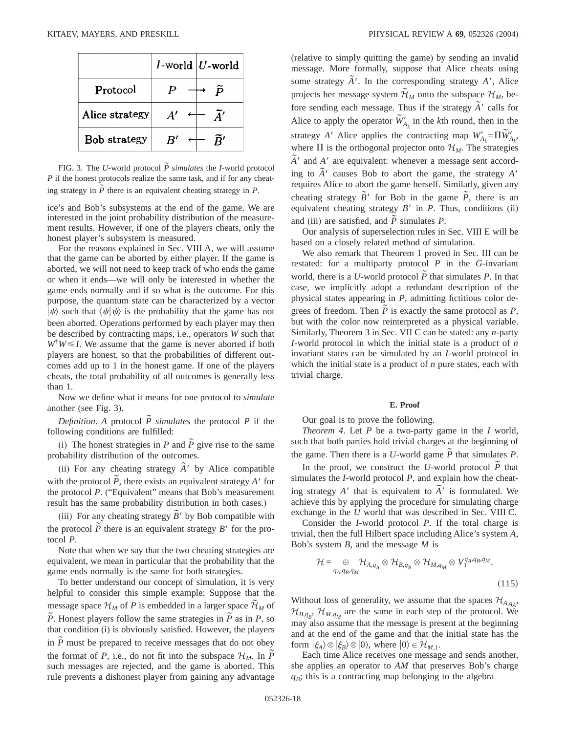|  | $I$-world | $U$-world |
|---|---|---|
| Protocol | $P \longrightarrow \tilde{P}$ | |
| Alice strategy | $A' \longleftarrow \tilde{A}'$ | |
| Bob strategy | $B' \longleftarrow \tilde{B}'$ | |

FIG. 3. The $U$-world protocol $\tilde{P}$ *simulates* the $I$-world protocol $P$ if the honest protocols realize the same task, and if for any cheating strategy in $\tilde{P}$ there is an equivalent cheating strategy in $P$.

ice's and Bob's subsystems at the end of the game. We are interested in the joint probability distribution of the measurement results. However, if one of the players cheats, only the honest player's subsystem is measured.

For the reasons explained in Sec. VIII A, we will assume that the game can be aborted by either player. If the game is aborted, we will not need to keep track of who ends the game or when it ends—we will only be interested in whether the game ends normally and if so what is the outcome. For this purpose, the quantum state can be characterized by a vector $|\psi\rangle$ such that $\langle\psi|\psi\rangle$ is the probability that the game has not been aborted. Operations performed by each player may then be described by contracting maps, i.e., operators $W$ such that $W^\dagger W \leq I$. We assume that the game is never aborted if both players are honest, so that the probabilities of different outcomes add up to 1 in the honest game. If one of the players cheats, the total probability of all outcomes is generally less than 1.

Now we define what it means for one protocol to *simulate* another (see Fig. 3).

*Definition. A* protocol $\tilde{P}$ *simulates* the protocol $P$ if the following conditions are fulfilled:

(i) The honest strategies in $P$ and $\tilde{P}$ give rise to the same probability distribution of the outcomes.

(ii) For any cheating strategy $\tilde{A}'$ by Alice compatible with the protocol $\tilde{P}$, there exists an equivalent strategy $A'$ for the protocol $P$. ("Equivalent" means that Bob's measurement result has the same probability distribution in both cases.)

(iii) For any cheating strategy $\tilde{B}'$ by Bob compatible with the protocol $\tilde{P}$ there is an equivalent strategy $B'$ for the protocol $P$.

Note that when we say that the two cheating strategies are equivalent, we mean in particular that the probability that the game ends normally is the same for both strategies.

To better understand our concept of simulation, it is very helpful to consider this simple example: Suppose that the message space $\mathcal{H}_M$ of $P$ is embedded in a larger space $\tilde{\mathcal{H}}_M$ of $\tilde{P}$. Honest players follow the same strategies in $\tilde{P}$ as in $P$, so that condition (i) is obviously satisfied. However, the players in $\tilde{P}$ must be prepared to receive messages that do not obey the format of $P$, i.e., do not fit into the subspace $\mathcal{H}_M$. In $\tilde{P}$ such messages are rejected, and the game is aborted. This rule prevents a dishonest player from gaining any advantage (relative to simply quitting the game) by sending an invalid message. More formally, suppose that Alice cheats using some strategy $\tilde{A}'$. In the corresponding strategy $A'$, Alice projects her message system $\tilde{\mathcal{H}}_M$ onto the subspace $\mathcal{H}_M$, before sending each message. Thus if the strategy $\tilde{A}'$ calls for Alice to apply the operator $\tilde{W}'_{A_k}$ in the $k$th round, then in the strategy $A'$ Alice applies the contracting map $W'_{A_k} = \Pi \tilde{W}'_{A_k}$, where $\Pi$ is the orthogonal projector onto $\mathcal{H}_M$. The strategies $\tilde{A}'$ and $A'$ are equivalent: whenever a message sent according to $\tilde{A}'$ causes Bob to abort the game, the strategy $A'$ requires Alice to abort the game herself. Similarly, given any cheating strategy $\tilde{B}'$ for Bob in the game $\tilde{P}$, there is an equivalent cheating strategy $B'$ in $P$. Thus, conditions (ii) and (iii) are satisfied, and $\tilde{P}$ simulates $P$.

Our analysis of superselection rules in Sec. VIII E will be based on a closely related method of simulation.

We also remark that Theorem 1 proved in Sec. III can be restated: for a multiparty protocol $P$ in the $G$-invariant world, there is a $U$-world protocol $\tilde{P}$ that simulates $P$. In that case, we implicitly adopt a redundant description of the physical states appearing in $P$, admitting fictitious color degrees of freedom. Then $\tilde{P}$ is exactly the same protocol as $P$, but with the color now reinterpreted as a physical variable. Similarly, Theorem 3 in Sec. VII C can be stated: any $n$-party $I$-world protocol in which the initial state is a product of $n$ invariant states can be simulated by an $I$-world protocol in which the initial state is a product of $n$ pure states, each with trivial charge.

### E. Proof

Our goal is to prove the following.

*Theorem 4*. Let $P$ be a two-party game in the $I$ world, such that both parties hold trivial charges at the beginning of the game. Then there is a $U$-world game $\tilde{P}$ that simulates $P$.

In the proof, we construct the $U$-world protocol $\tilde{P}$ that simulates the $I$-world protocol $P$, and explain how the cheating strategy $A'$ that is equivalent to $\tilde{A}'$ is formulated. We achieve this by applying the procedure for simulating charge exchange in the $U$ world that was described in Sec. VIII C.

Consider the $I$-world protocol $P$. If the total charge is trivial, then the full Hilbert space including Alice's system $A$, Bob's system $B$, and the message $M$ is

$$\mathcal{H} = \bigoplus_{q_A, q_B, q_M} \mathcal{H}_{A,q_A} \otimes \mathcal{H}_{B,q_B} \otimes \mathcal{H}_{M,q_M} \otimes V_1^{q_A,q_B,q_M}. \tag{115}$$

Without loss of generality, we assume that the spaces $\mathcal{H}_{A,q_A}$, $\mathcal{H}_{B,q_B}$, $\mathcal{H}_{M,q_M}$ are the same in each step of the protocol. We may also assume that the message is present at the beginning and at the end of the game and that the initial state has the form $|\xi_A\rangle \otimes |\xi_B\rangle \otimes |0\rangle$, where $|0\rangle \in \mathcal{H}_{M,1}$.

Each time Alice receives one message and sends another, she applies an operator to $AM$ that preserves Bob's charge $q_B$; this is a contracting map belonging to the algebra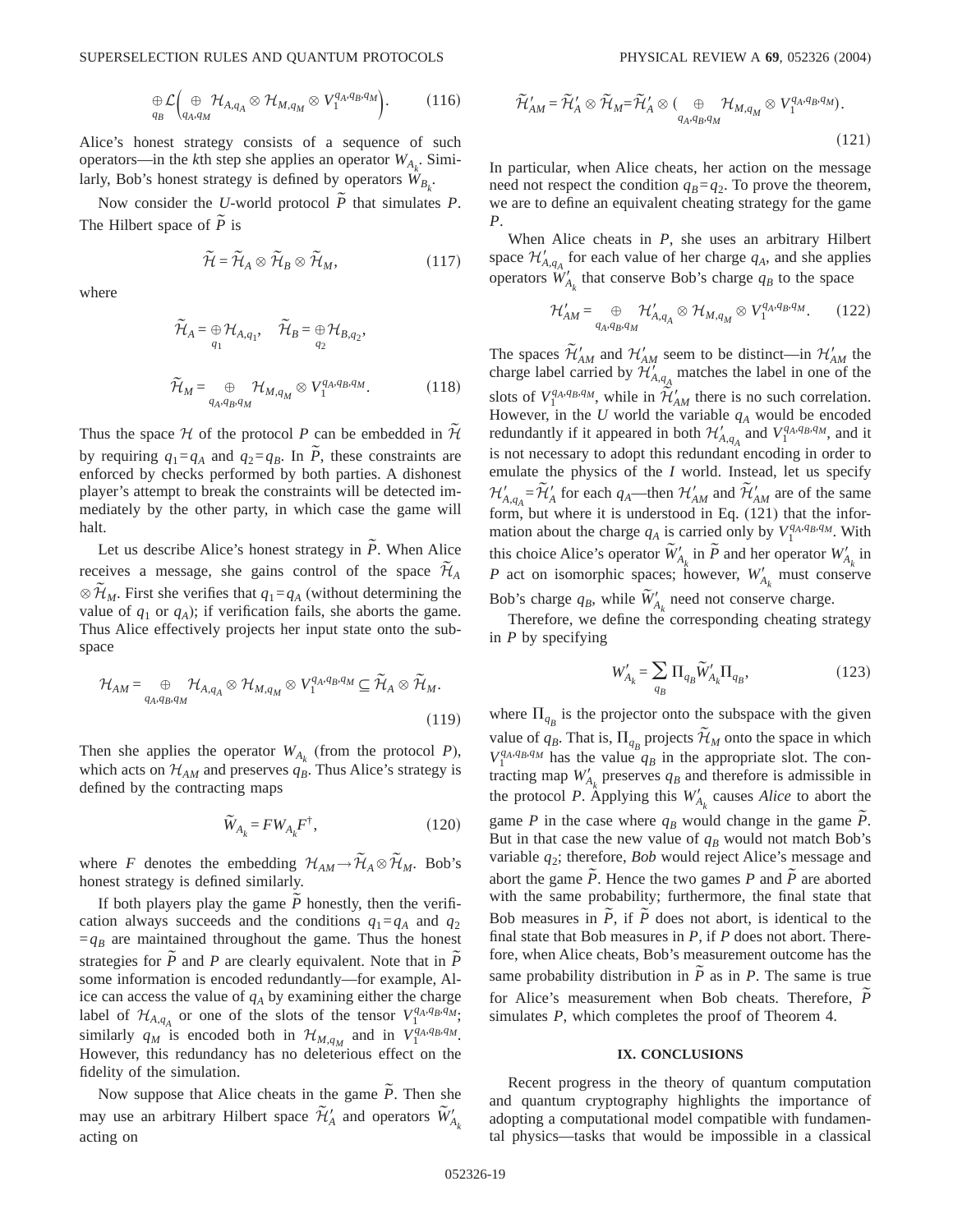$$\bigoplus_{q_B} \mathcal{L}\Big(\bigoplus_{q_A,q_M} \mathcal{H}_{A,q_A} \otimes \mathcal{H}_{M,q_M} \otimes V_1^{q_A,q_B,q_M}\Big). \tag{116}$$

Alice's honest strategy consists of a sequence of such operators—in the $k$th step she applies an operator $W_{A_k}$. Similarly, Bob's honest strategy is defined by operators $W_{B_k}$.

Now consider the $U$-world protocol $\widetilde{P}$ that simulates $P$. The Hilbert space of $\widetilde{P}$ is

$$\widetilde{\mathcal{H}} = \widetilde{\mathcal{H}}_A \otimes \widetilde{\mathcal{H}}_B \otimes \widetilde{\mathcal{H}}_M, \tag{117}$$

where

$$\widetilde{\mathcal{H}}_A = \bigoplus_{q_1} \mathcal{H}_{A,q_1}, \quad \widetilde{\mathcal{H}}_B = \bigoplus_{q_2} \mathcal{H}_{B,q_2},$$

$$\widetilde{\mathcal{H}}_M = \bigoplus_{q_A,q_B,q_M} \mathcal{H}_{M,q_M} \otimes V_1^{q_A,q_B,q_M}. \tag{118}$$

Thus the space $\mathcal{H}$ of the protocol $P$ can be embedded in $\widetilde{\mathcal{H}}$ by requiring $q_1 = q_A$ and $q_2 = q_B$. In $\widetilde{P}$, these constraints are enforced by checks performed by both parties. A dishonest player's attempt to break the constraints will be detected immediately by the other party, in which case the game will halt.

Let us describe Alice's honest strategy in $\widetilde{P}$. When Alice receives a message, she gains control of the space $\widetilde{\mathcal{H}}_A \otimes \widetilde{\mathcal{H}}_M$. First she verifies that $q_1 = q_A$ (without determining the value of $q_1$ or $q_A$); if verification fails, she aborts the game. Thus Alice effectively projects her input state onto the subspace

$$\mathcal{H}_{AM} = \bigoplus_{q_A,q_B,q_M} \mathcal{H}_{A,q_A} \otimes \mathcal{H}_{M,q_M} \otimes V_1^{q_A,q_B,q_M} \subseteq \widetilde{\mathcal{H}}_A \otimes \widetilde{\mathcal{H}}_M. \tag{119}$$

Then she applies the operator $W_{A_k}$ (from the protocol $P$), which acts on $\mathcal{H}_{AM}$ and preserves $q_B$. Thus Alice's strategy is defined by the contracting maps

$$\widetilde{W}_{A_k} = F W_{A_k} F^{\dagger}, \tag{120}$$

where $F$ denotes the embedding $\mathcal{H}_{AM} \to \widetilde{\mathcal{H}}_A \otimes \widetilde{\mathcal{H}}_M$. Bob's honest strategy is defined similarly.

If both players play the game $\widetilde{P}$ honestly, then the verification always succeeds and the conditions $q_1 = q_A$ and $q_2 = q_B$ are maintained throughout the game. Thus the honest strategies for $\widetilde{P}$ and $P$ are clearly equivalent. Note that in $\widetilde{P}$ some information is encoded redundantly—for example, Alice can access the value of $q_A$ by examining either the charge label of $\mathcal{H}_{A,q_A}$ or one of the slots of the tensor $V_1^{q_A,q_B,q_M}$; similarly $q_M$ is encoded both in $\mathcal{H}_{M,q_M}$ and in $V_1^{q_A,q_B,q_M}$. However, this redundancy has no deleterious effect on the fidelity of the simulation.

Now suppose that Alice cheats in the game $\widetilde{P}$. Then she may use an arbitrary Hilbert space $\widetilde{\mathcal{H}}'_A$ and operators $\widetilde{W}'_{A_k}$ acting on

$$\widetilde{\mathcal{H}}'_{AM} = \widetilde{\mathcal{H}}'_A \otimes \widetilde{\mathcal{H}}_M = \widetilde{\mathcal{H}}'_A \otimes \Big(\bigoplus_{q_A,q_B,q_M} \mathcal{H}_{M,q_M} \otimes V_1^{q_A,q_B,q_M}\Big). \tag{121}$$

In particular, when Alice cheats, her action on the message need not respect the condition $q_B = q_2$. To prove the theorem, we are to define an equivalent cheating strategy for the game $P$.

When Alice cheats in $P$, she uses an arbitrary Hilbert space $\mathcal{H}'_{A,q_A}$ for each value of her charge $q_A$, and she applies operators $W'_{A_k}$ that conserve Bob's charge $q_B$ to the space

$$\mathcal{H}'_{AM} = \bigoplus_{q_A,q_B,q_M} \mathcal{H}'_{A,q_A} \otimes \mathcal{H}_{M,q_M} \otimes V_1^{q_A,q_B,q_M}. \tag{122}$$

The spaces $\widetilde{\mathcal{H}}'_{AM}$ and $\mathcal{H}'_{AM}$ seem to be distinct—in $\mathcal{H}'_{AM}$ the charge label carried by $\mathcal{H}'_{A,q_A}$ matches the label in one of the slots of $V_1^{q_A,q_B,q_M}$, while in $\widetilde{\mathcal{H}}'_{AM}$ there is no such correlation. However, in the $U$ world the variable $q_A$ would be encoded redundantly if it appeared in both $\mathcal{H}'_{A,q_A}$ and $V_1^{q_A,q_B,q_M}$, and it is not necessary to adopt this redundant encoding in order to emulate the physics of the $I$ world. Instead, let us specify $\mathcal{H}'_{A,q_A} = \widetilde{\mathcal{H}}'_A$ for each $q_A$—then $\mathcal{H}'_{AM}$ and $\widetilde{\mathcal{H}}'_{AM}$ are of the same form, but where it is understood in Eq. (121) that the information about the charge $q_A$ is carried only by $V_1^{q_A,q_B,q_M}$. With this choice Alice's operator $\widetilde{W}'_{A_k}$ in $\widetilde{P}$ and her operator $W'_{A_k}$ in $P$ act on isomorphic spaces; however, $W'_{A_k}$ must conserve Bob's charge $q_B$, while $\widetilde{W}'_{A_k}$ need not conserve charge.

Therefore, we define the corresponding cheating strategy in $P$ by specifying

$$W'_{A_k} = \sum_{q_B} \Pi_{q_B} \widetilde{W}'_{A_k} \Pi_{q_B}, \tag{123}$$

where $\Pi_{q_B}$ is the projector onto the subspace with the given value of $q_B$. That is, $\Pi_{q_B}$ projects $\widetilde{\mathcal{H}}_M$ onto the space in which $V_1^{q_A,q_B,q_M}$ has the value $q_B$ in the appropriate slot. The contracting map $W'_{A_k}$ preserves $q_B$ and therefore is admissible in the protocol $P$. Applying this $W'_{A_k}$ causes *Alice* to abort the game $P$ in the case where $q_B$ would change in the game $\widetilde{P}$. But in that case the new value of $q_B$ would not match Bob's variable $q_2$; therefore, *Bob* would reject Alice's message and abort the game $\widetilde{P}$. Hence the two games $P$ and $\widetilde{P}$ are aborted with the same probability; furthermore, the final state that Bob measures in $\widetilde{P}$, if $\widetilde{P}$ does not abort, is identical to the final state that Bob measures in $P$, if $P$ does not abort. Therefore, when Alice cheats, Bob's measurement outcome has the same probability distribution in $\widetilde{P}$ as in $P$. The same is true for Alice's measurement when Bob cheats. Therefore, $\widetilde{P}$ simulates $P$, which completes the proof of Theorem 4.

## IX. CONCLUSIONS

Recent progress in the theory of quantum computation and quantum cryptography highlights the importance of adopting a computational model compatible with fundamental physics—tasks that would be impossible in a classical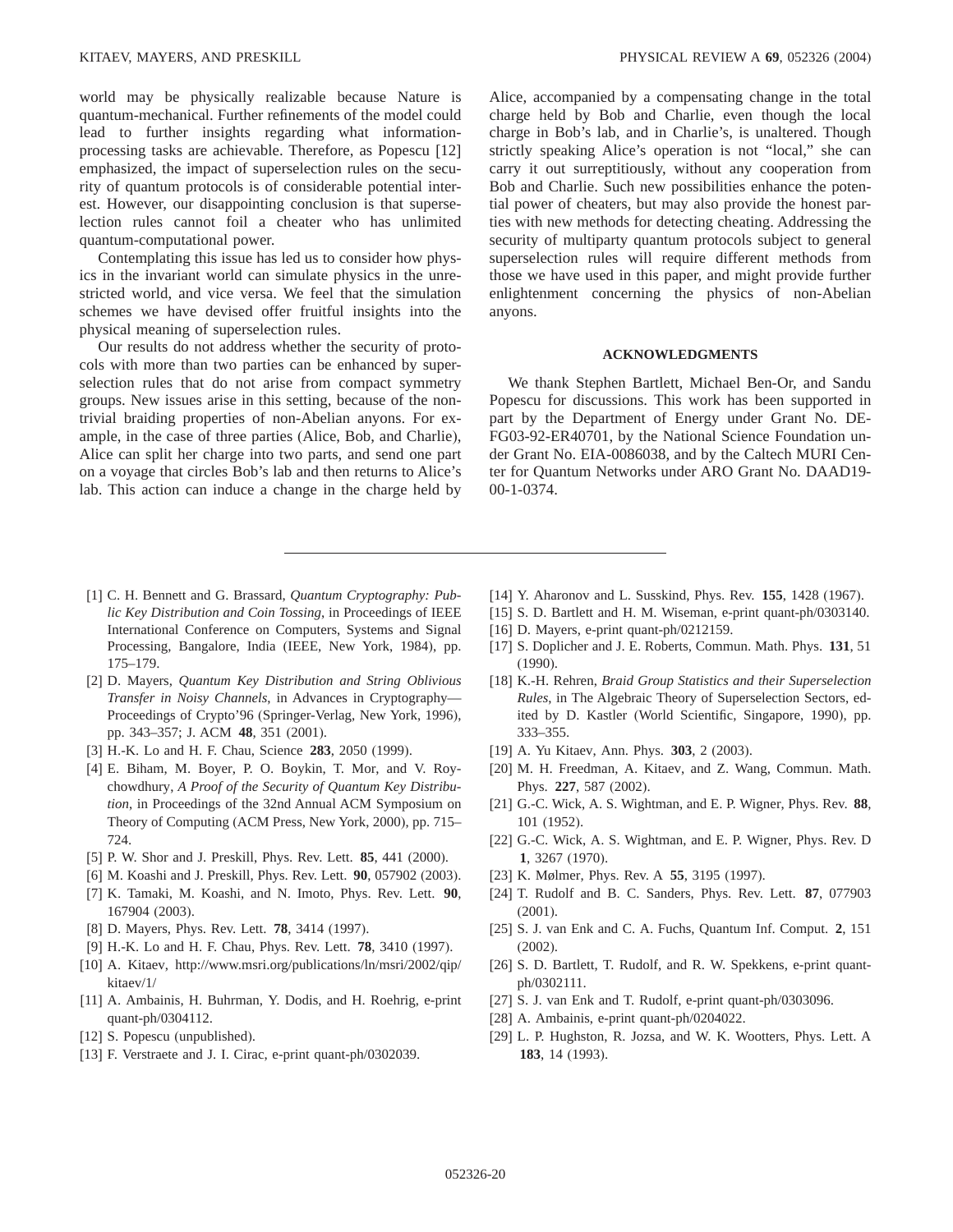world may be physically realizable because Nature is quantum-mechanical. Further refinements of the model could lead to further insights regarding what information-processing tasks are achievable. Therefore, as Popescu [12] emphasized, the impact of superselection rules on the security of quantum protocols is of considerable potential interest. However, our disappointing conclusion is that superselection rules cannot foil a cheater who has unlimited quantum-computational power.

Contemplating this issue has led us to consider how physics in the invariant world can simulate physics in the unrestricted world, and vice versa. We feel that the simulation schemes we have devised offer fruitful insights into the physical meaning of superselection rules.

Our results do not address whether the security of protocols with more than two parties can be enhanced by superselection rules that do not arise from compact symmetry groups. New issues arise in this setting, because of the nontrivial braiding properties of non-Abelian anyons. For example, in the case of three parties (Alice, Bob, and Charlie), Alice can split her charge into two parts, and send one part on a voyage that circles Bob's lab and then returns to Alice's lab. This action can induce a change in the charge held by Alice, accompanied by a compensating change in the total charge held by Bob and Charlie, even though the local charge in Bob's lab, and in Charlie's, is unaltered. Though strictly speaking Alice's operation is not "local," she can carry it out surreptitiously, without any cooperation from Bob and Charlie. Such new possibilities enhance the potential power of cheaters, but may also provide the honest parties with new methods for detecting cheating. Addressing the security of multiparty quantum protocols subject to general superselection rules will require different methods from those we have used in this paper, and might provide further enlightenment concerning the physics of non-Abelian anyons.

## ACKNOWLEDGMENTS

We thank Stephen Bartlett, Michael Ben-Or, and Sandu Popescu for discussions. This work has been supported in part by the Department of Energy under Grant No. DE-FG03-92-ER40701, by the National Science Foundation under Grant No. EIA-0086038, and by the Caltech MURI Center for Quantum Networks under ARO Grant No. DAAD19-00-1-0374.

---

[1] C. H. Bennett and G. Brassard, *Quantum Cryptography: Public Key Distribution and Coin Tossing*, in Proceedings of IEEE International Conference on Computers, Systems and Signal Processing, Bangalore, India (IEEE, New York, 1984), pp. 175–179.

[2] D. Mayers, *Quantum Key Distribution and String Oblivious Transfer in Noisy Channels*, in Advances in Cryptography—Proceedings of Crypto'96 (Springer-Verlag, New York, 1996), pp. 343–357; J. ACM **48**, 351 (2001).

[3] H.-K. Lo and H. F. Chau, Science **283**, 2050 (1999).

[4] E. Biham, M. Boyer, P. O. Boykin, T. Mor, and V. Roychowdhury, *A Proof of the Security of Quantum Key Distribution*, in Proceedings of the 32nd Annual ACM Symposium on Theory of Computing (ACM Press, New York, 2000), pp. 715–724.

[5] P. W. Shor and J. Preskill, Phys. Rev. Lett. **85**, 441 (2000).

[6] M. Koashi and J. Preskill, Phys. Rev. Lett. **90**, 057902 (2003).

[7] K. Tamaki, M. Koashi, and N. Imoto, Phys. Rev. Lett. **90**, 167904 (2003).

[8] D. Mayers, Phys. Rev. Lett. **78**, 3414 (1997).

[9] H.-K. Lo and H. F. Chau, Phys. Rev. Lett. **78**, 3410 (1997).

[10] A. Kitaev, http://www.msri.org/publications/ln/msri/2002/qip/kitaev/1/

[11] A. Ambainis, H. Buhrman, Y. Dodis, and H. Roehrig, e-print quant-ph/0304112.

[12] S. Popescu (unpublished).

[13] F. Verstraete and J. I. Cirac, e-print quant-ph/0302039.

[14] Y. Aharonov and L. Susskind, Phys. Rev. **155**, 1428 (1967).

[15] S. D. Bartlett and H. M. Wiseman, e-print quant-ph/0303140.

[16] D. Mayers, e-print quant-ph/0212159.

[17] S. Doplicher and J. E. Roberts, Commun. Math. Phys. **131**, 51 (1990).

[18] K.-H. Rehren, *Braid Group Statistics and their Superselection Rules*, in The Algebraic Theory of Superselection Sectors, edited by D. Kastler (World Scientific, Singapore, 1990), pp. 333–355.

[19] A. Yu Kitaev, Ann. Phys. **303**, 2 (2003).

[20] M. H. Freedman, A. Kitaev, and Z. Wang, Commun. Math. Phys. **227**, 587 (2002).

[21] G.-C. Wick, A. S. Wightman, and E. P. Wigner, Phys. Rev. **88**, 101 (1952).

[22] G.-C. Wick, A. S. Wightman, and E. P. Wigner, Phys. Rev. D **1**, 3267 (1970).

[23] K. Mølmer, Phys. Rev. A **55**, 3195 (1997).

[24] T. Rudolf and B. C. Sanders, Phys. Rev. Lett. **87**, 077903 (2001).

[25] S. J. van Enk and C. A. Fuchs, Quantum Inf. Comput. **2**, 151 (2002).

[26] S. D. Bartlett, T. Rudolf, and R. W. Spekkens, e-print quant-ph/0302111.

[27] S. J. van Enk and T. Rudolf, e-print quant-ph/0303096.

[28] A. Ambainis, e-print quant-ph/0204022.

[29] L. P. Hughston, R. Jozsa, and W. K. Wootters, Phys. Lett. A **183**, 14 (1993).